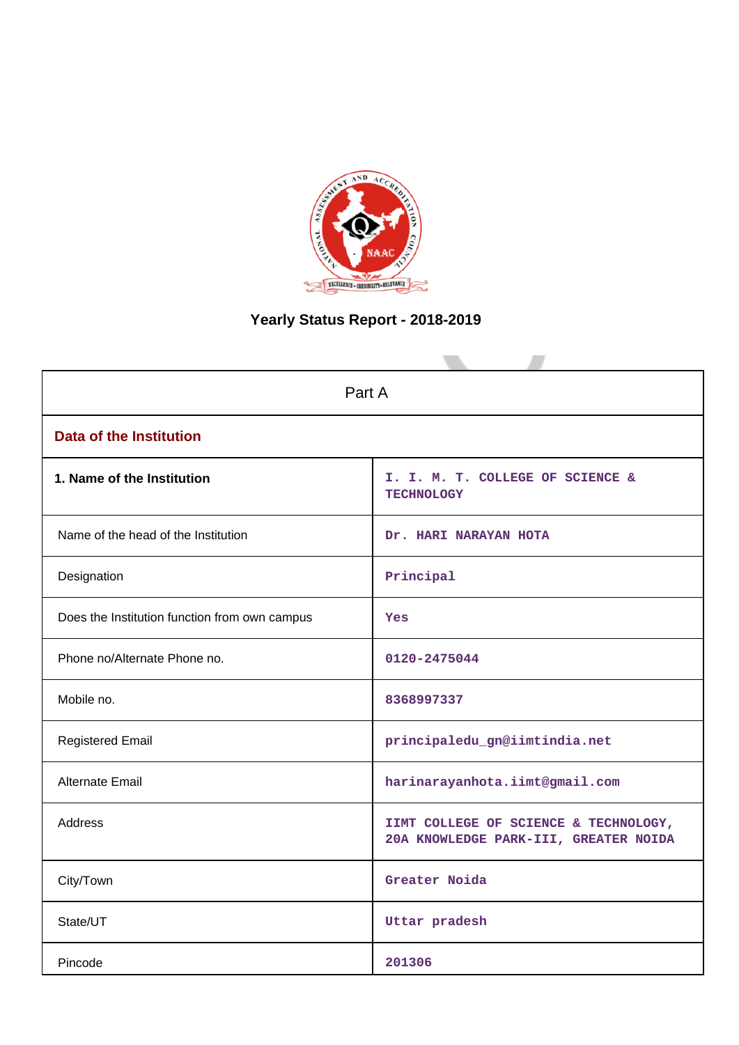# Yearly Status Report - 2018-2019

| Part A | |
|---|---|
| **Data of the Institution** | |
| **1. Name of the Institution** | I. I. M. T. COLLEGE OF SCIENCE & TECHNOLOGY |
| Name of the head of the Institution | Dr. HARI NARAYAN HOTA |
| Designation | Principal |
| Does the Institution function from own campus | Yes |
| Phone no/Alternate Phone no. | 0120-2475044 |
| Mobile no. | 8368997337 |
| Registered Email | principaledu_gn@iimtindia.net |
| Alternate Email | harinarayanhota.iimt@gmail.com |
| Address | IIMT COLLEGE OF SCIENCE & TECHNOLOGY, 20A KNOWLEDGE PARK-III, GREATER NOIDA |
| City/Town | Greater Noida |
| State/UT | Uttar pradesh |
| Pincode | 201306 |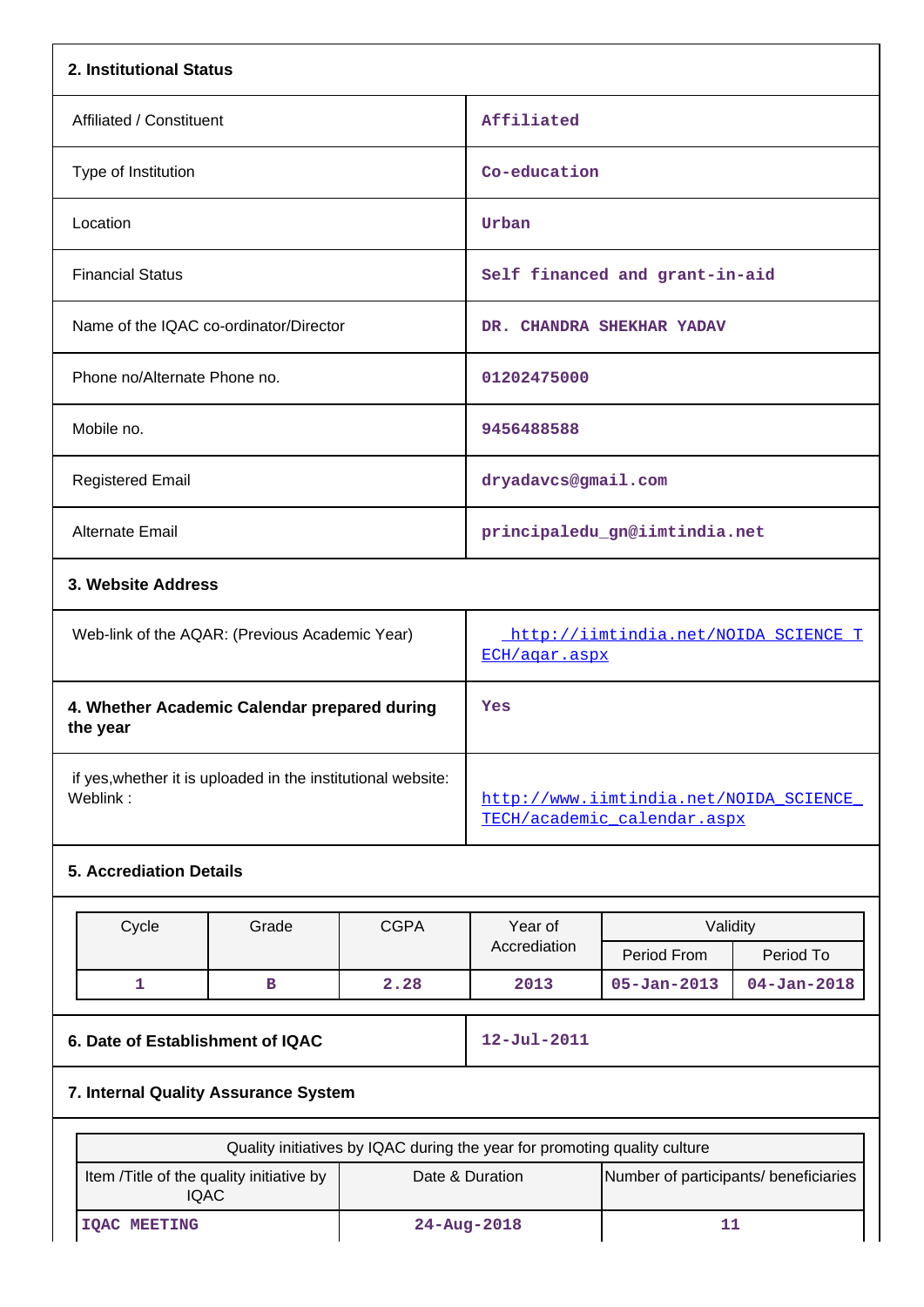## 2. Institutional Status

| | |
|---|---|
| Affiliated / Constituent | Affiliated |
| Type of Institution | Co-education |
| Location | Urban |
| Financial Status | Self financed and grant-in-aid |
| Name of the IQAC co-ordinator/Director | DR. CHANDRA SHEKHAR YADAV |
| Phone no/Alternate Phone no. | 01202475000 |
| Mobile no. | 9456488588 |
| Registered Email | dryadavcs@gmail.com |
| Alternate Email | principaledu_gn@iimtindia.net |

## 3. Website Address

| | |
|---|---|
| Web-link of the AQAR: (Previous Academic Year) | http://iimtindia.net/NOIDA_SCIENCE_TECH/aqar.aspx |
| **4. Whether Academic Calendar prepared during the year** | Yes |
| if yes,whether it is uploaded in the institutional website: Weblink : | http://www.iimtindia.net/NOIDA_SCIENCE_TECH/academic_calendar.aspx |

## 5. Accrediation Details

| Cycle | Grade | CGPA | Year of Accrediation | Validity | |
|---|---|---|---|---|---|
| | | | | Period From | Period To |
| 1 | B | 2.28 | 2013 | 05-Jan-2013 | 04-Jan-2018 |

| | |
|---|---|
| **6. Date of Establishment of IQAC** | 12-Jul-2011 |

## 7. Internal Quality Assurance System

| Quality initiatives by IQAC during the year for promoting quality culture | | |
|---|---|---|
| Item /Title of the quality initiative by IQAC | Date & Duration | Number of participants/ beneficiaries |
| IQAC MEETING | 24-Aug-2018 | 11 |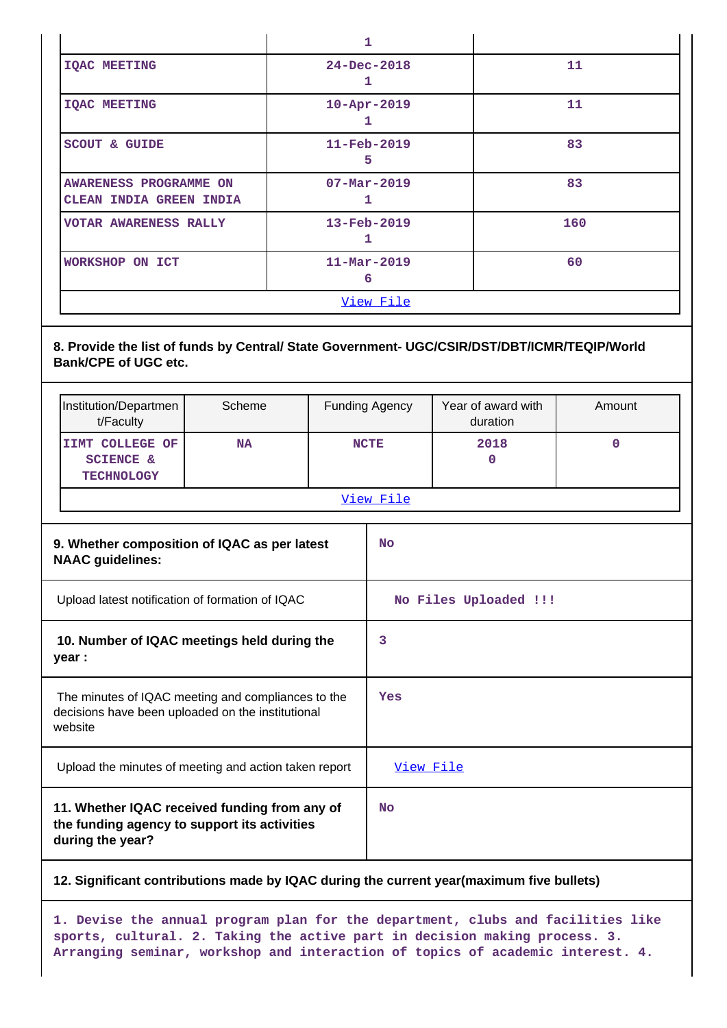| | 1 | |
|---|---|---|
| IQAC MEETING | 24-Dec-2018<br>1 | 11 |
| IQAC MEETING | 10-Apr-2019<br>1 | 11 |
| SCOUT & GUIDE | 11-Feb-2019<br>5 | 83 |
| AWARENESS PROGRAMME ON CLEAN INDIA GREEN INDIA | 07-Mar-2019<br>1 | 83 |
| VOTAR AWARENESS RALLY | 13-Feb-2019<br>1 | 160 |
| WORKSHOP ON ICT | 11-Mar-2019<br>6 | 60 |

View File

**8. Provide the list of funds by Central/ State Government- UGC/CSIR/DST/DBT/ICMR/TEQIP/World Bank/CPE of UGC etc.**

| Institution/Department/Faculty | Scheme | Funding Agency | Year of award with duration | Amount |
|---|---|---|---|---|
| IIMT COLLEGE OF SCIENCE & TECHNOLOGY | NA | NCTE | 2018<br>0 | 0 |

View File

| | |
|---|---|
| **9. Whether composition of IQAC as per latest NAAC guidelines:** | No |
| Upload latest notification of formation of IQAC | No Files Uploaded !!! |
| **10. Number of IQAC meetings held during the year :** | 3 |
| The minutes of IQAC meeting and compliances to the decisions have been uploaded on the institutional website | Yes |
| Upload the minutes of meeting and action taken report | View File |
| **11. Whether IQAC received funding from any of the funding agency to support its activities during the year?** | No |

**12. Significant contributions made by IQAC during the current year(maximum five bullets)**

1. Devise the annual program plan for the department, clubs and facilities like sports, cultural. 2. Taking the active part in decision making process. 3. Arranging seminar, workshop and interaction of topics of academic interest. 4.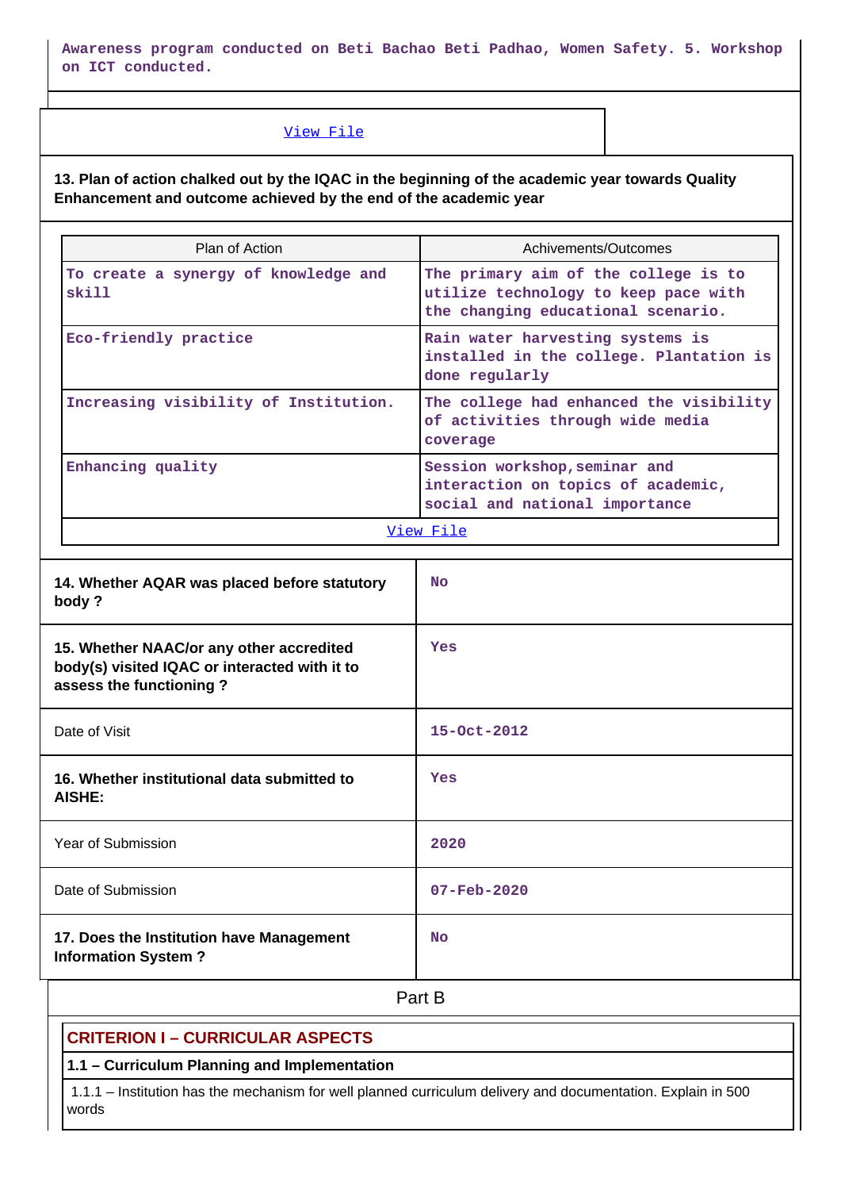Awareness program conducted on Beti Bachao Beti Padhao, Women Safety. 5. Workshop on ICT conducted.

View File

**13. Plan of action chalked out by the IQAC in the beginning of the academic year towards Quality Enhancement and outcome achieved by the end of the academic year**

| Plan of Action | Achivements/Outcomes |
|---|---|
| To create a synergy of knowledge and skill | The primary aim of the college is to utilize technology to keep pace with the changing educational scenario. |
| Eco-friendly practice | Rain water harvesting systems is installed in the college. Plantation is done regularly |
| Increasing visibility of Institution. | The college had enhanced the visibility of activities through wide media coverage |
| Enhancing quality | Session workshop,seminar and interaction on topics of academic, social and national importance |

View File

| | |
|---|---|
| **14. Whether AQAR was placed before statutory body ?** | No |
| **15. Whether NAAC/or any other accredited body(s) visited IQAC or interacted with it to assess the functioning ?** | Yes |
| Date of Visit | 15-Oct-2012 |
| **16. Whether institutional data submitted to AISHE:** | Yes |
| Year of Submission | 2020 |
| Date of Submission | 07-Feb-2020 |
| **17. Does the Institution have Management Information System ?** | No |

## Part B

### CRITERION I – CURRICULAR ASPECTS

**1.1 – Curriculum Planning and Implementation**

1.1.1 – Institution has the mechanism for well planned curriculum delivery and documentation. Explain in 500 words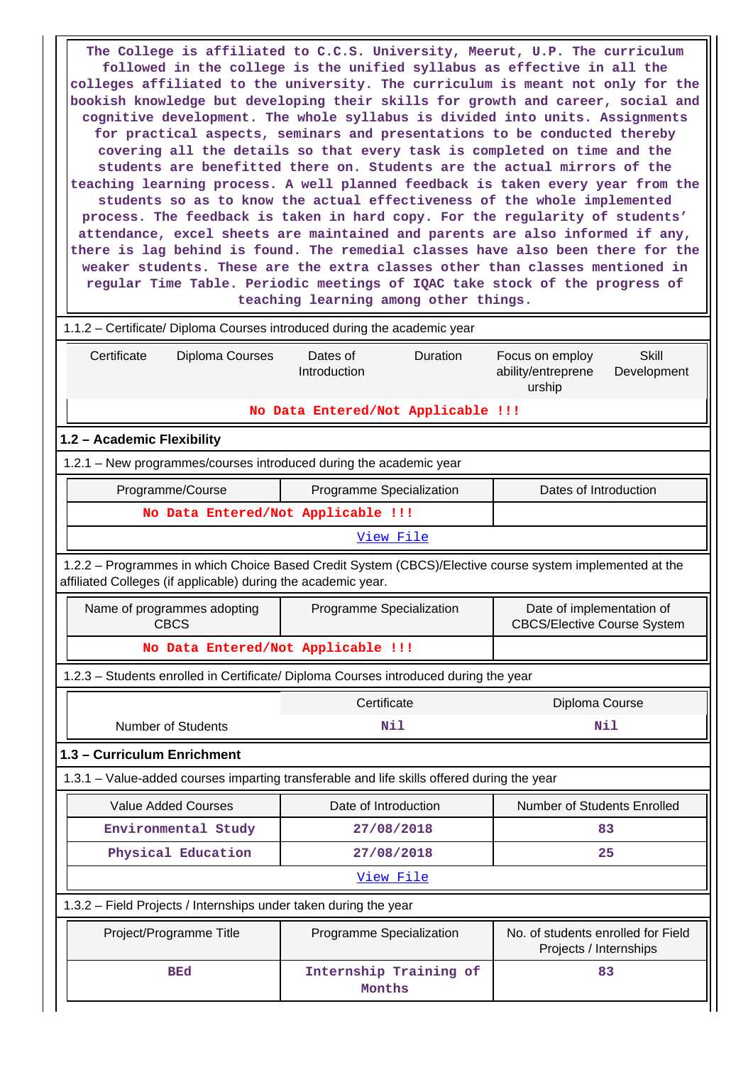The College is affiliated to C.C.S. University, Meerut, U.P. The curriculum followed in the college is the unified syllabus as effective in all the colleges affiliated to the university. The curriculum is meant not only for the bookish knowledge but developing their skills for growth and career, social and cognitive development. The whole syllabus is divided into units. Assignments for practical aspects, seminars and presentations to be conducted thereby covering all the details so that every task is completed on time and the students are benefitted there on. Students are the actual mirrors of the teaching learning process. A well planned feedback is taken every year from the students so as to know the actual effectiveness of the whole implemented process. The feedback is taken in hard copy. For the regularity of students' attendance, excel sheets are maintained and parents are also informed if any, there is lag behind is found. The remedial classes have also been there for the weaker students. These are the extra classes other than classes mentioned in regular Time Table. Periodic meetings of IQAC take stock of the progress of teaching learning among other things.

1.1.2 – Certificate/ Diploma Courses introduced during the academic year

| Certificate | Diploma Courses | Dates of Introduction | Duration | Focus on employ ability/entrepreneurship | Skill Development |
|---|---|---|---|---|---|
| No Data Entered/Not Applicable !!! | | | | | |

## 1.2 – Academic Flexibility

1.2.1 – New programmes/courses introduced during the academic year

| Programme/Course | Programme Specialization | Dates of Introduction |
|---|---|---|
| No Data Entered/Not Applicable !!! | | |
| View File | | |

1.2.2 – Programmes in which Choice Based Credit System (CBCS)/Elective course system implemented at the affiliated Colleges (if applicable) during the academic year.

| Name of programmes adopting CBCS | Programme Specialization | Date of implementation of CBCS/Elective Course System |
|---|---|---|
| No Data Entered/Not Applicable !!! | | |

1.2.3 – Students enrolled in Certificate/ Diploma Courses introduced during the year

| | Certificate | Diploma Course |
|---|---|---|
| Number of Students | Nil | Nil |

## 1.3 – Curriculum Enrichment

1.3.1 – Value-added courses imparting transferable and life skills offered during the year

| Value Added Courses | Date of Introduction | Number of Students Enrolled |
|---|---|---|
| Environmental Study | 27/08/2018 | 83 |
| Physical Education | 27/08/2018 | 25 |
| View File | | |

1.3.2 – Field Projects / Internships under taken during the year

| Project/Programme Title | Programme Specialization | No. of students enrolled for Field Projects / Internships |
|---|---|---|
| BEd | Internship Training of Months | 83 |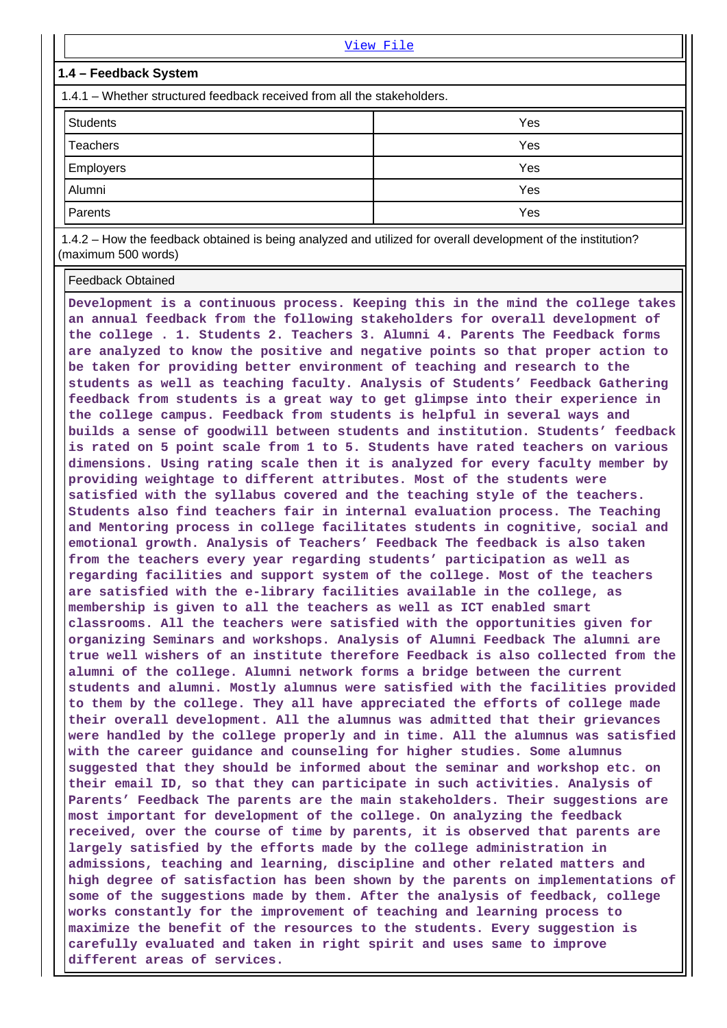[View File]

### 1.4 – Feedback System

1.4.1 – Whether structured feedback received from all the stakeholders.

| | |
|---|---|
| Students | Yes |
| Teachers | Yes |
| Employers | Yes |
| Alumni | Yes |
| Parents | Yes |

1.4.2 – How the feedback obtained is being analyzed and utilized for overall development of the institution? (maximum 500 words)

Feedback Obtained

**Development is a continuous process. Keeping this in the mind the college takes an annual feedback from the following stakeholders for overall development of the college . 1. Students 2. Teachers 3. Alumni 4. Parents The Feedback forms are analyzed to know the positive and negative points so that proper action to be taken for providing better environment of teaching and research to the students as well as teaching faculty. Analysis of Students' Feedback Gathering feedback from students is a great way to get glimpse into their experience in the college campus. Feedback from students is helpful in several ways and builds a sense of goodwill between students and institution. Students' feedback is rated on 5 point scale from 1 to 5. Students have rated teachers on various dimensions. Using rating scale then it is analyzed for every faculty member by providing weightage to different attributes. Most of the students were satisfied with the syllabus covered and the teaching style of the teachers. Students also find teachers fair in internal evaluation process. The Teaching and Mentoring process in college facilitates students in cognitive, social and emotional growth. Analysis of Teachers' Feedback The feedback is also taken from the teachers every year regarding students' participation as well as regarding facilities and support system of the college. Most of the teachers are satisfied with the e-library facilities available in the college, as membership is given to all the teachers as well as ICT enabled smart classrooms. All the teachers were satisfied with the opportunities given for organizing Seminars and workshops. Analysis of Alumni Feedback The alumni are true well wishers of an institute therefore Feedback is also collected from the alumni of the college. Alumni network forms a bridge between the current students and alumni. Mostly alumnus were satisfied with the facilities provided to them by the college. They all have appreciated the efforts of college made their overall development. All the alumnus was admitted that their grievances were handled by the college properly and in time. All the alumnus was satisfied with the career guidance and counseling for higher studies. Some alumnus suggested that they should be informed about the seminar and workshop etc. on their email ID, so that they can participate in such activities. Analysis of Parents' Feedback The parents are the main stakeholders. Their suggestions are most important for development of the college. On analyzing the feedback received, over the course of time by parents, it is observed that parents are largely satisfied by the efforts made by the college administration in admissions, teaching and learning, discipline and other related matters and high degree of satisfaction has been shown by the parents on implementations of some of the suggestions made by them. After the analysis of feedback, college works constantly for the improvement of teaching and learning process to maximize the benefit of the resources to the students. Every suggestion is carefully evaluated and taken in right spirit and uses same to improve different areas of services.**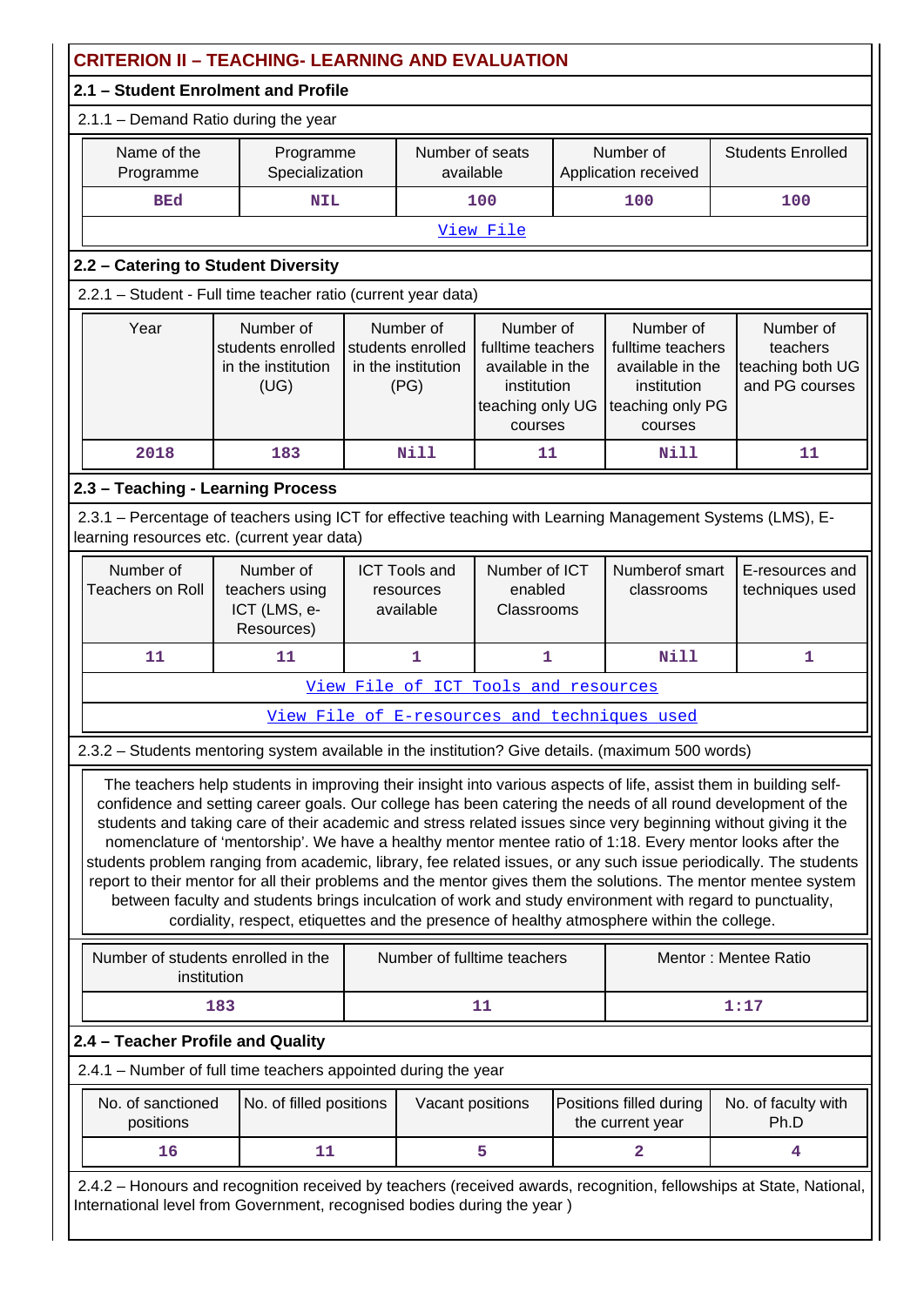## CRITERION II – TEACHING- LEARNING AND EVALUATION

### 2.1 – Student Enrolment and Profile

2.1.1 – Demand Ratio during the year

| Name of the Programme | Programme Specialization | Number of seats available | Number of Application received | Students Enrolled |
|---|---|---|---|---|
| BEd | NIL | 100 | 100 | 100 |
| View File | | | | |

### 2.2 – Catering to Student Diversity

2.2.1 – Student - Full time teacher ratio (current year data)

| Year | Number of students enrolled in the institution (UG) | Number of students enrolled in the institution (PG) | Number of fulltime teachers available in the institution teaching only UG courses | Number of fulltime teachers available in the institution teaching only PG courses | Number of teachers teaching both UG and PG courses |
|---|---|---|---|---|---|
| 2018 | 183 | Nill | 11 | Nill | 11 |

### 2.3 – Teaching - Learning Process

2.3.1 – Percentage of teachers using ICT for effective teaching with Learning Management Systems (LMS), E-learning resources etc. (current year data)

| Number of Teachers on Roll | Number of teachers using ICT (LMS, e-Resources) | ICT Tools and resources available | Number of ICT enabled Classrooms | Numberof smart classrooms | E-resources and techniques used |
|---|---|---|---|---|---|
| 11 | 11 | 1 | 1 | Nill | 1 |
| View File of ICT Tools and resources | | | | | |
| View File of E-resources and techniques used | | | | | |

2.3.2 – Students mentoring system available in the institution? Give details. (maximum 500 words)

The teachers help students in improving their insight into various aspects of life, assist them in building self-confidence and setting career goals. Our college has been catering the needs of all round development of the students and taking care of their academic and stress related issues since very beginning without giving it the nomenclature of 'mentorship'. We have a healthy mentor mentee ratio of 1:18. Every mentor looks after the students problem ranging from academic, library, fee related issues, or any such issue periodically. The students report to their mentor for all their problems and the mentor gives them the solutions. The mentor mentee system between faculty and students brings inculcation of work and study environment with regard to punctuality, cordiality, respect, etiquettes and the presence of healthy atmosphere within the college.

| Number of students enrolled in the institution | Number of fulltime teachers | Mentor : Mentee Ratio |
|---|---|---|
| 183 | 11 | 1:17 |

### 2.4 – Teacher Profile and Quality

2.4.1 – Number of full time teachers appointed during the year

| No. of sanctioned positions | No. of filled positions | Vacant positions | Positions filled during the current year | No. of faculty with Ph.D |
|---|---|---|---|---|
| 16 | 11 | 5 | 2 | 4 |

2.4.2 – Honours and recognition received by teachers (received awards, recognition, fellowships at State, National, International level from Government, recognised bodies during the year )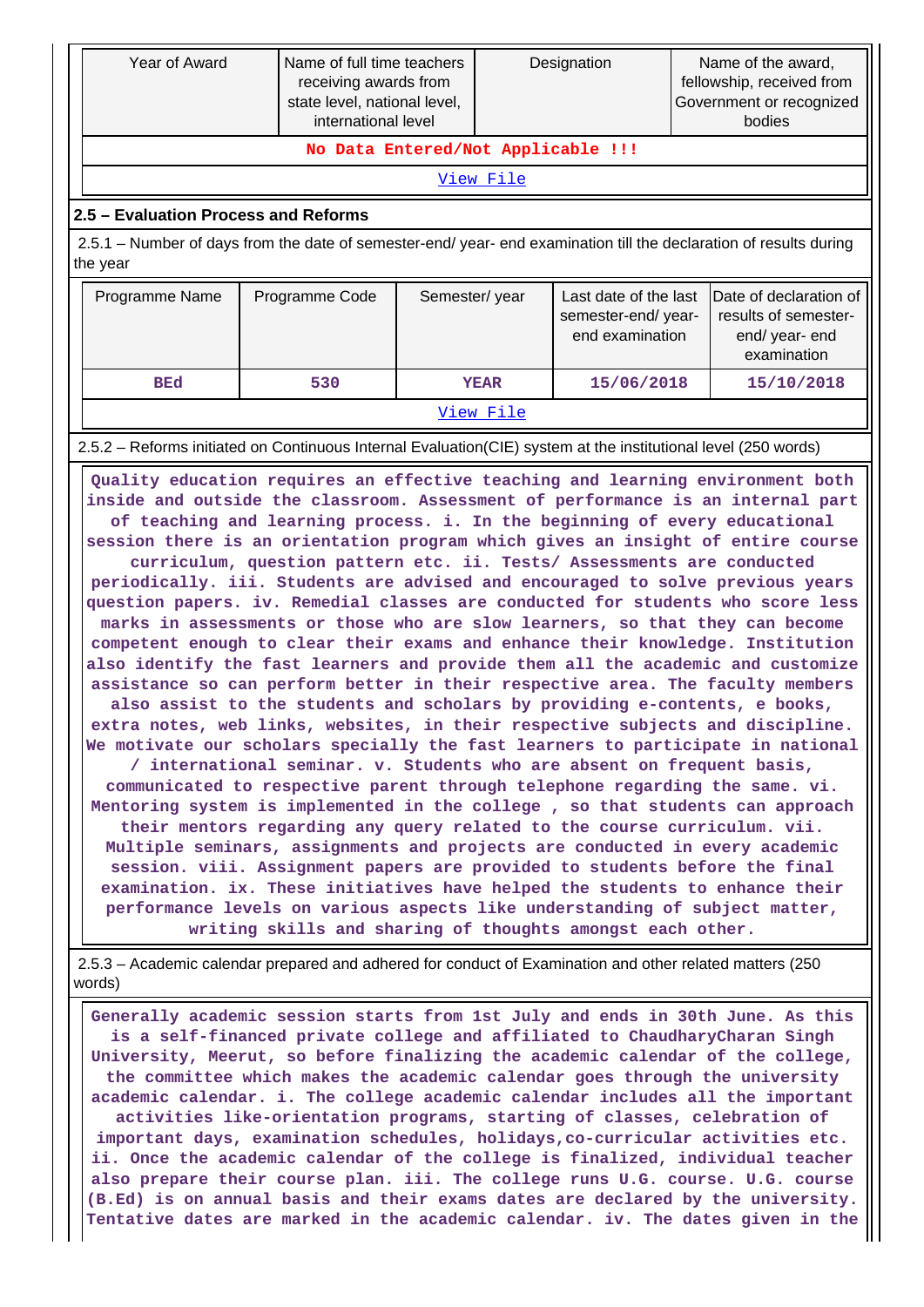| Year of Award | Name of full time teachers receiving awards from state level, national level, international level | Designation | Name of the award, fellowship, received from Government or recognized bodies |
|---|---|---|---|
| No Data Entered/Not Applicable !!! | | | |
| View File | | | |

## 2.5 – Evaluation Process and Reforms

2.5.1 – Number of days from the date of semester-end/ year- end examination till the declaration of results during the year

| Programme Name | Programme Code | Semester/ year | Last date of the last semester-end/ year- end examination | Date of declaration of results of semester-end/ year- end examination |
|---|---|---|---|---|
| BEd | 530 | YEAR | 15/06/2018 | 15/10/2018 |
| View File | | | | |

2.5.2 – Reforms initiated on Continuous Internal Evaluation(CIE) system at the institutional level (250 words)

Quality education requires an effective teaching and learning environment both inside and outside the classroom. Assessment of performance is an internal part of teaching and learning process. i. In the beginning of every educational session there is an orientation program which gives an insight of entire course curriculum, question pattern etc. ii. Tests/ Assessments are conducted periodically. iii. Students are advised and encouraged to solve previous years question papers. iv. Remedial classes are conducted for students who score less marks in assessments or those who are slow learners, so that they can become competent enough to clear their exams and enhance their knowledge. Institution also identify the fast learners and provide them all the academic and customize assistance so can perform better in their respective area. The faculty members also assist to the students and scholars by providing e-contents, e books, extra notes, web links, websites, in their respective subjects and discipline. We motivate our scholars specially the fast learners to participate in national / international seminar. v. Students who are absent on frequent basis, communicated to respective parent through telephone regarding the same. vi. Mentoring system is implemented in the college , so that students can approach their mentors regarding any query related to the course curriculum. vii. Multiple seminars, assignments and projects are conducted in every academic session. viii. Assignment papers are provided to students before the final examination. ix. These initiatives have helped the students to enhance their performance levels on various aspects like understanding of subject matter, writing skills and sharing of thoughts amongst each other.

2.5.3 – Academic calendar prepared and adhered for conduct of Examination and other related matters (250 words)

Generally academic session starts from 1st July and ends in 30th June. As this is a self-financed private college and affiliated to ChaudharyCharan Singh University, Meerut, so before finalizing the academic calendar of the college, the committee which makes the academic calendar goes through the university academic calendar. i. The college academic calendar includes all the important activities like-orientation programs, starting of classes, celebration of important days, examination schedules, holidays,co-curricular activities etc. ii. Once the academic calendar of the college is finalized, individual teacher also prepare their course plan. iii. The college runs U.G. course. U.G. course (B.Ed) is on annual basis and their exams dates are declared by the university. Tentative dates are marked in the academic calendar. iv. The dates given in the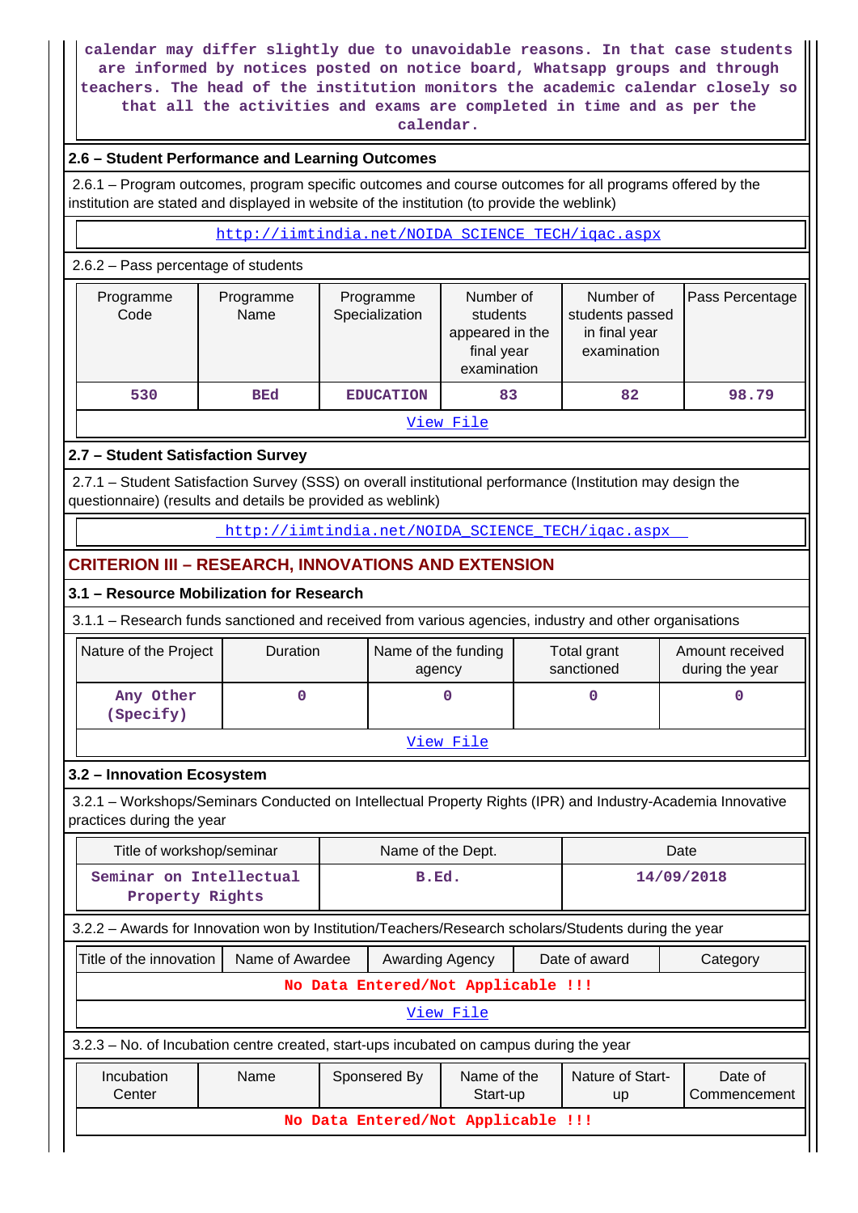calendar may differ slightly due to unavoidable reasons. In that case students are informed by notices posted on notice board, Whatsapp groups and through teachers. The head of the institution monitors the academic calendar closely so that all the activities and exams are completed in time and as per the calendar.

## 2.6 – Student Performance and Learning Outcomes

2.6.1 – Program outcomes, program specific outcomes and course outcomes for all programs offered by the institution are stated and displayed in website of the institution (to provide the weblink)

http://iimtindia.net/NOIDA_SCIENCE_TECH/iqac.aspx

2.6.2 – Pass percentage of students

| Programme Code | Programme Name | Programme Specialization | Number of students appeared in the final year examination | Number of students passed in final year examination | Pass Percentage |
|---|---|---|---|---|---|
| 530 | BEd | EDUCATION | 83 | 82 | 98.79 |

View File

## 2.7 – Student Satisfaction Survey

2.7.1 – Student Satisfaction Survey (SSS) on overall institutional performance (Institution may design the questionnaire) (results and details be provided as weblink)

http://iimtindia.net/NOIDA_SCIENCE_TECH/iqac.aspx

# CRITERION III – RESEARCH, INNOVATIONS AND EXTENSION

## 3.1 – Resource Mobilization for Research

3.1.1 – Research funds sanctioned and received from various agencies, industry and other organisations

| Nature of the Project | Duration | Name of the funding agency | Total grant sanctioned | Amount received during the year |
|---|---|---|---|---|
| Any Other (Specify) | 0 | 0 | 0 | 0 |

View File

## 3.2 – Innovation Ecosystem

3.2.1 – Workshops/Seminars Conducted on Intellectual Property Rights (IPR) and Industry-Academia Innovative practices during the year

| Title of workshop/seminar | Name of the Dept. | Date |
|---|---|---|
| Seminar on Intellectual Property Rights | B.Ed. | 14/09/2018 |

3.2.2 – Awards for Innovation won by Institution/Teachers/Research scholars/Students during the year

| Title of the innovation | Name of Awardee | Awarding Agency | Date of award | Category |
|---|---|---|---|---|
| No Data Entered/Not Applicable !!! | | | | |

View File

3.2.3 – No. of Incubation centre created, start-ups incubated on campus during the year

| Incubation Center | Name | Sponsered By | Name of the Start-up | Nature of Start-up | Date of Commencement |
|---|---|---|---|---|---|
| No Data Entered/Not Applicable !!! | | | | | |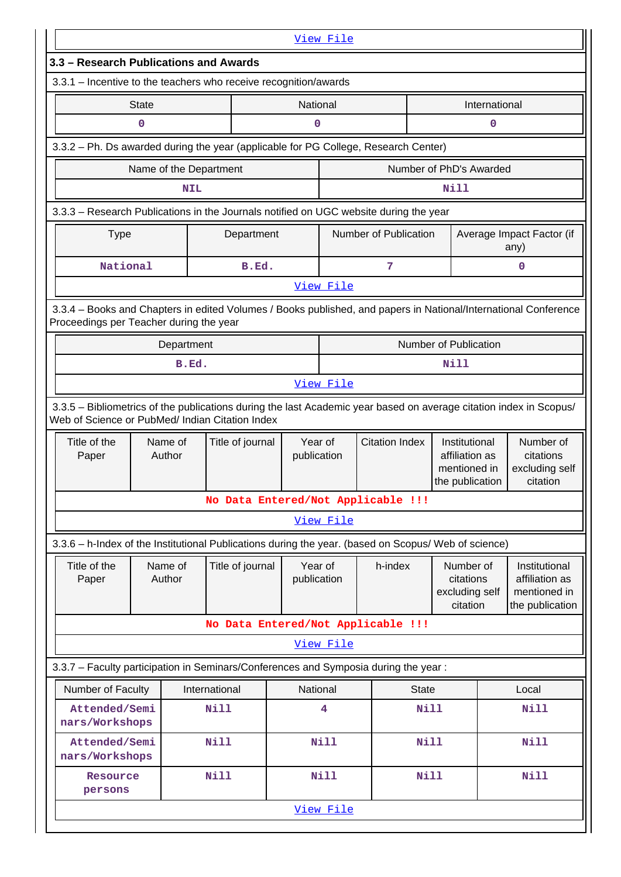View File

### 3.3 – Research Publications and Awards

3.3.1 – Incentive to the teachers who receive recognition/awards

| State | National | International |
|---|---|---|
| 0 | 0 | 0 |

3.3.2 – Ph. Ds awarded during the year (applicable for PG College, Research Center)

| Name of the Department | Number of PhD's Awarded |
|---|---|
| NIL | Nill |

3.3.3 – Research Publications in the Journals notified on UGC website during the year

| Type | Department | Number of Publication | Average Impact Factor (if any) |
|---|---|---|---|
| National | B.Ed. | 7 | 0 |

View File

3.3.4 – Books and Chapters in edited Volumes / Books published, and papers in National/International Conference Proceedings per Teacher during the year

| Department | Number of Publication |
|---|---|
| B.Ed. | Nill |

View File

3.3.5 – Bibliometrics of the publications during the last Academic year based on average citation index in Scopus/ Web of Science or PubMed/ Indian Citation Index

| Title of the Paper | Name of Author | Title of journal | Year of publication | Citation Index | Institutional affiliation as mentioned in the publication | Number of citations excluding self citation |
|---|---|---|---|---|---|---|
| No Data Entered/Not Applicable !!! | | | | | | |

View File

3.3.6 – h-Index of the Institutional Publications during the year. (based on Scopus/ Web of science)

| Title of the Paper | Name of Author | Title of journal | Year of publication | h-index | Number of citations excluding self citation | Institutional affiliation as mentioned in the publication |
|---|---|---|---|---|---|---|
| No Data Entered/Not Applicable !!! | | | | | | |

View File

3.3.7 – Faculty participation in Seminars/Conferences and Symposia during the year :

| Number of Faculty | International | National | State | Local |
|---|---|---|---|---|
| Attended/Seminars/Workshops | Nill | 4 | Nill | Nill |
| Attended/Seminars/Workshops | Nill | Nill | Nill | Nill |
| Resource persons | Nill | Nill | Nill | Nill |

View File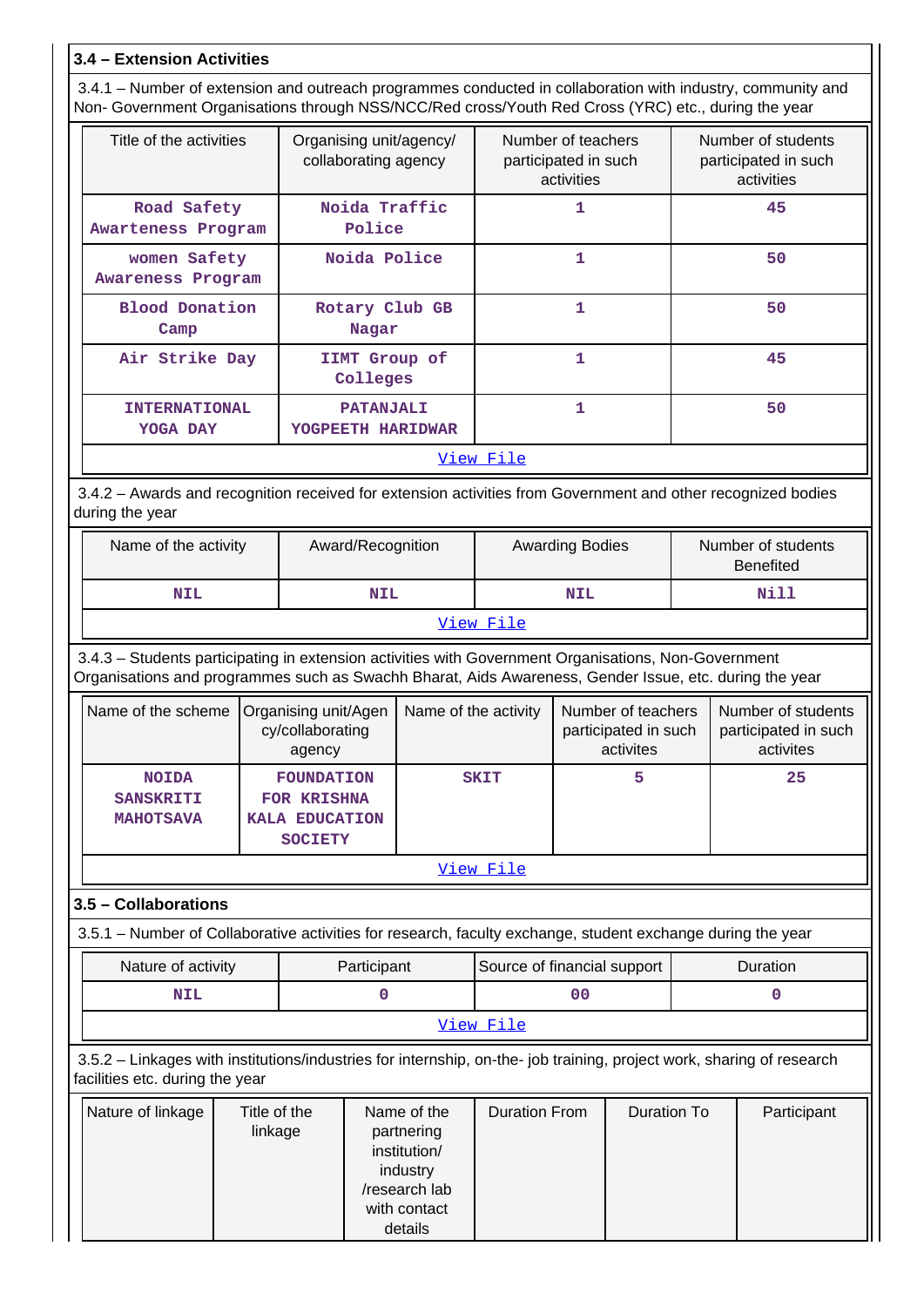**3.4 – Extension Activities**

3.4.1 – Number of extension and outreach programmes conducted in collaboration with industry, community and Non- Government Organisations through NSS/NCC/Red cross/Youth Red Cross (YRC) etc., during the year

| Title of the activities | Organising unit/agency/ collaborating agency | Number of teachers participated in such activities | Number of students participated in such activities |
|---|---|---|---|
| Road Safety Awarteness Program | Noida Traffic Police | 1 | 45 |
| women Safety Awarness Program | Noida Police | 1 | 50 |
| Blood Donation Camp | Rotary Club GB Nagar | 1 | 50 |
| Air Strike Day | IIMT Group of Colleges | 1 | 45 |
| INTERNATIONAL YOGA DAY | PATANJALI YOGPEETH HARIDWAR | 1 | 50 |

View File

3.4.2 – Awards and recognition received for extension activities from Government and other recognized bodies during the year

| Name of the activity | Award/Recognition | Awarding Bodies | Number of students Benefited |
|---|---|---|---|
| NIL | NIL | NIL | Nill |

View File

3.4.3 – Students participating in extension activities with Government Organisations, Non-Government Organisations and programmes such as Swachh Bharat, Aids Awareness, Gender Issue, etc. during the year

| Name of the scheme | Organising unit/Agency/collaborating agency | Name of the activity | Number of teachers participated in such activites | Number of students participated in such activites |
|---|---|---|---|---|
| NOIDA SANSKRITI MAHOTSAVA | FOUNDATION FOR KRISHNA KALA EDUCATION SOCIETY | SKIT | 5 | 25 |

View File

**3.5 – Collaborations**

3.5.1 – Number of Collaborative activities for research, faculty exchange, student exchange during the year

| Nature of activity | Participant | Source of financial support | Duration |
|---|---|---|---|
| NIL | 0 | 00 | 0 |

View File

3.5.2 – Linkages with institutions/industries for internship, on-the- job training, project work, sharing of research facilities etc. during the year

| Nature of linkage | Title of the linkage | Name of the partnering institution/ industry /research lab with contact details | Duration From | Duration To | Participant |
|---|---|---|---|---|---|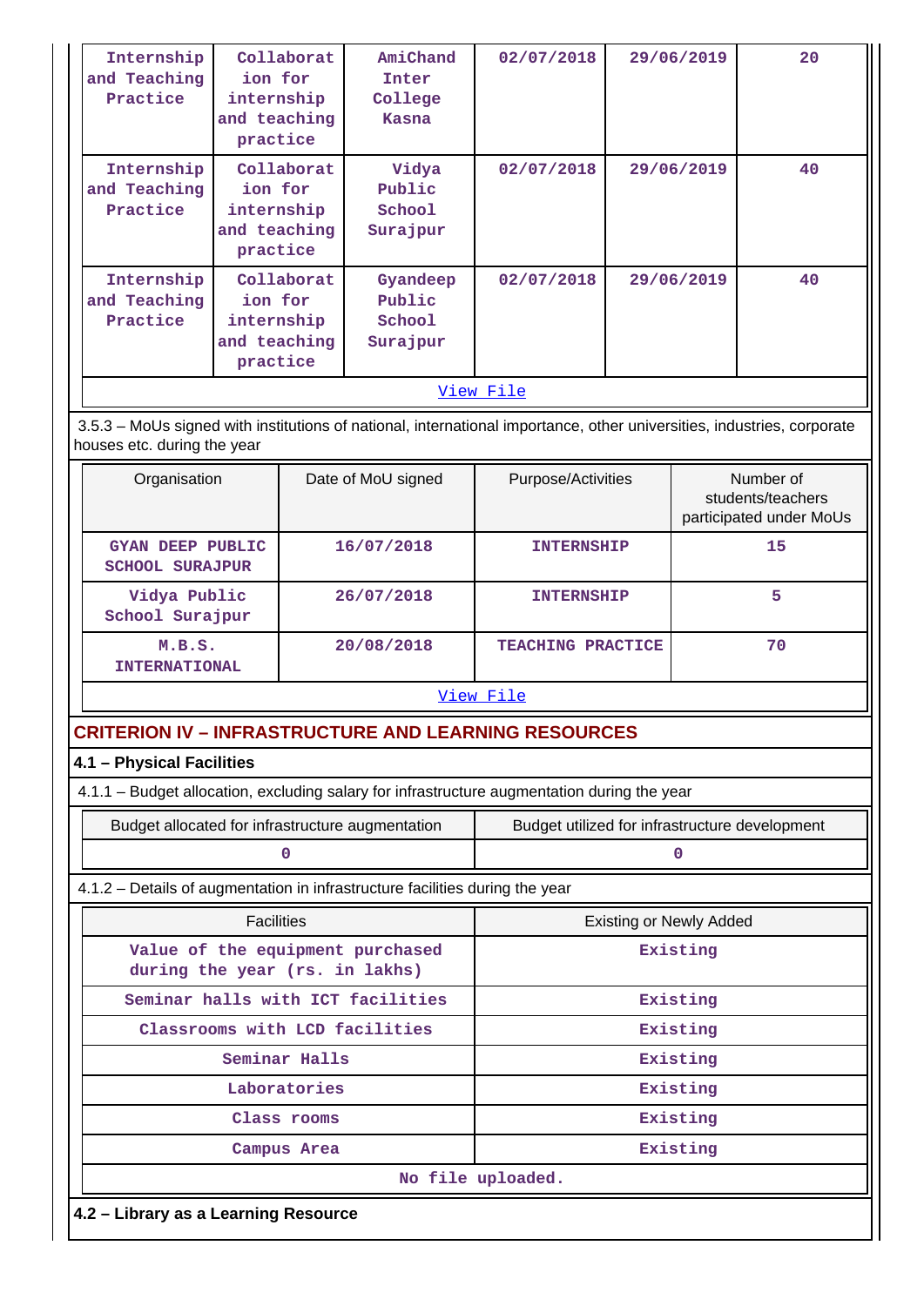| Internship and Teaching Practice | Collaboration for internship and teaching practice | AmiChand Inter College Kasna | 02/07/2018 | 29/06/2019 | 20 |
|---|---|---|---|---|---|
| Internship and Teaching Practice | Collaboration for internship and teaching practice | Vidya Public School Surajpur | 02/07/2018 | 29/06/2019 | 40 |
| Internship and Teaching Practice | Collaboration for internship and teaching practice | Gyandeep Public School Surajpur | 02/07/2018 | 29/06/2019 | 40 |
| [View File](#) | | | | | |

3.5.3 – MoUs signed with institutions of national, international importance, other universities, industries, corporate houses etc. during the year

| Organisation | Date of MoU signed | Purpose/Activities | Number of students/teachers participated under MoUs |
|---|---|---|---|
| GYAN DEEP PUBLIC SCHOOL SURAJPUR | 16/07/2018 | INTERNSHIP | 15 |
| Vidya Public School Surajpur | 26/07/2018 | INTERNSHIP | 5 |
| M.B.S. INTERNATIONAL | 20/08/2018 | TEACHING PRACTICE | 70 |
| [View File](#) | | | |

## CRITERION IV – INFRASTRUCTURE AND LEARNING RESOURCES

### 4.1 – Physical Facilities

4.1.1 – Budget allocation, excluding salary for infrastructure augmentation during the year

| Budget allocated for infrastructure augmentation | Budget utilized for infrastructure development |
|---|---|
| 0 | 0 |

4.1.2 – Details of augmentation in infrastructure facilities during the year

| Facilities | Existing or Newly Added |
|---|---|
| Value of the equipment purchased during the year (rs. in lakhs) | Existing |
| Seminar halls with ICT facilities | Existing |
| Classrooms with LCD facilities | Existing |
| Seminar Halls | Existing |
| Laboratories | Existing |
| Class rooms | Existing |
| Campus Area | Existing |
| No file uploaded. | |

### 4.2 – Library as a Learning Resource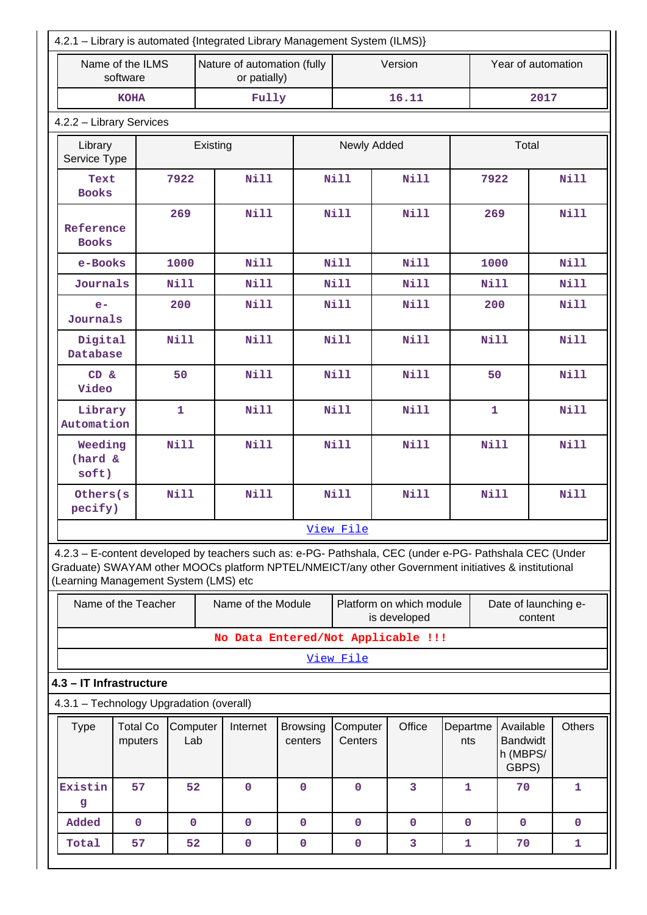4.2.1 – Library is automated {Integrated Library Management System (ILMS)}

| Name of the ILMS software | Nature of automation (fully or patially) | Version | Year of automation |
|---|---|---|---|
| KOHA | Fully | 16.11 | 2017 |

4.2.2 – Library Services

| Library Service Type | Existing | | Newly Added | | Total | |
|---|---|---|---|---|---|---|
| Text Books | 7922 | Nill | Nill | Nill | 7922 | Nill |
| Reference Books | 269 | Nill | Nill | Nill | 269 | Nill |
| e-Books | 1000 | Nill | Nill | Nill | 1000 | Nill |
| Journals | Nill | Nill | Nill | Nill | Nill | Nill |
| e-Journals | 200 | Nill | Nill | Nill | 200 | Nill |
| Digital Database | Nill | Nill | Nill | Nill | Nill | Nill |
| CD & Video | 50 | Nill | Nill | Nill | 50 | Nill |
| Library Automation | 1 | Nill | Nill | Nill | 1 | Nill |
| Weeding (hard & soft) | Nill | Nill | Nill | Nill | Nill | Nill |
| Others(specify) | Nill | Nill | Nill | Nill | Nill | Nill |

View File

4.2.3 – E-content developed by teachers such as: e-PG- Pathshala, CEC (under e-PG- Pathshala CEC (Under Graduate) SWAYAM other MOOCs platform NPTEL/NMEICT/any other Government initiatives & institutional (Learning Management System (LMS) etc

| Name of the Teacher | Name of the Module | Platform on which module is developed | Date of launching e-content |
|---|---|---|---|
| No Data Entered/Not Applicable !!! | | | |

View File

## 4.3 – IT Infrastructure

4.3.1 – Technology Upgradation (overall)

| Type | Total Computers | Computer Lab | Internet | Browsing centers | Computer Centers | Office | Departments | Available Bandwidth (MBPS/ GBPS) | Others |
|---|---|---|---|---|---|---|---|---|---|
| Existing | 57 | 52 | 0 | 0 | 0 | 3 | 1 | 70 | 1 |
| Added | 0 | 0 | 0 | 0 | 0 | 0 | 0 | 0 | 0 |
| Total | 57 | 52 | 0 | 0 | 0 | 3 | 1 | 70 | 1 |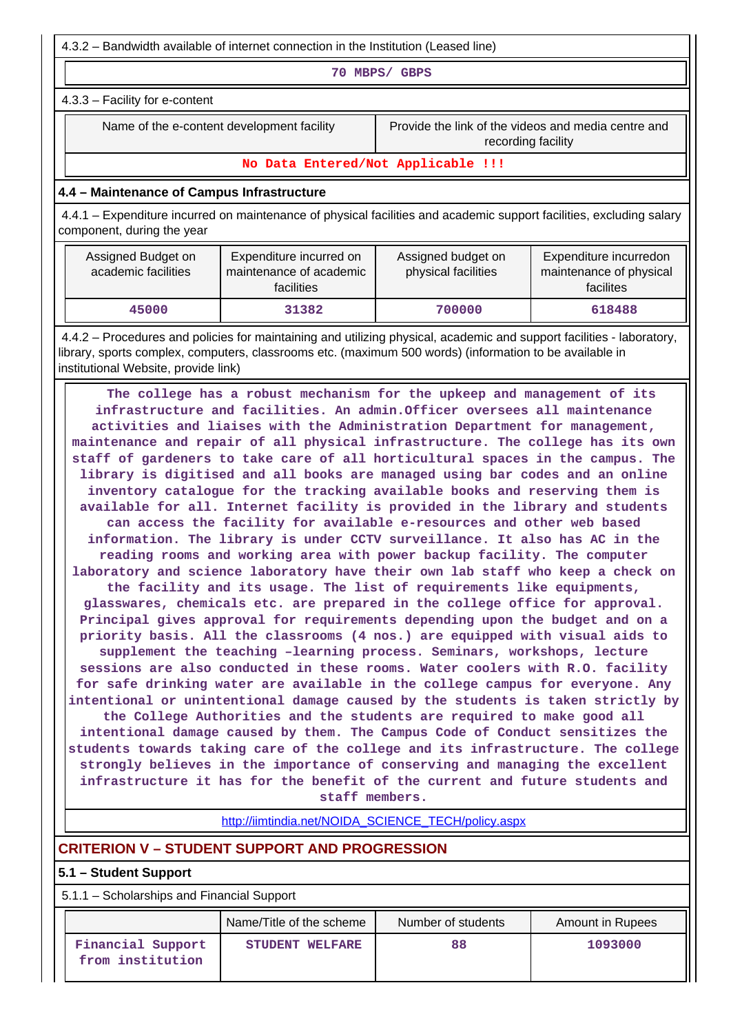4.3.2 – Bandwidth available of internet connection in the Institution (Leased line)

70 MBPS/ GBPS

4.3.3 – Facility for e-content

| Name of the e-content development facility | Provide the link of the videos and media centre and recording facility |
|---|---|
| No Data Entered/Not Applicable !!! | |

### 4.4 – Maintenance of Campus Infrastructure

4.4.1 – Expenditure incurred on maintenance of physical facilities and academic support facilities, excluding salary component, during the year

| Assigned Budget on academic facilities | Expenditure incurred on maintenance of academic facilities | Assigned budget on physical facilities | Expenditure incurredon maintenance of physical facilites |
|---|---|---|---|
| 45000 | 31382 | 700000 | 618488 |

4.4.2 – Procedures and policies for maintaining and utilizing physical, academic and support facilities - laboratory, library, sports complex, computers, classrooms etc. (maximum 500 words) (information to be available in institutional Website, provide link)

The college has a robust mechanism for the upkeep and management of its infrastructure and facilities. An admin.Officer oversees all maintenance activities and liaises with the Administration Department for management, maintenance and repair of all physical infrastructure. The college has its own staff of gardeners to take care of all horticultural spaces in the campus. The library is digitised and all books are managed using bar codes and an online inventory catalogue for the tracking available books and reserving them is available for all. Internet facility is provided in the library and students can access the facility for available e-resources and other web based information. The library is under CCTV surveillance. It also has AC in the reading rooms and working area with power backup facility. The computer laboratory and science laboratory have their own lab staff who keep a check on the facility and its usage. The list of requirements like equipments, glasswares, chemicals etc. are prepared in the college office for approval. Principal gives approval for requirements depending upon the budget and on a priority basis. All the classrooms (4 nos.) are equipped with visual aids to supplement the teaching –learning process. Seminars, workshops, lecture sessions are also conducted in these rooms. Water coolers with R.O. facility for safe drinking water are available in the college campus for everyone. Any intentional or unintentional damage caused by the students is taken strictly by the College Authorities and the students are required to make good all intentional damage caused by them. The Campus Code of Conduct sensitizes the students towards taking care of the college and its infrastructure. The college strongly believes in the importance of conserving and managing the excellent infrastructure it has for the benefit of the current and future students and staff members.

http://iimtindia.net/NOIDA_SCIENCE_TECH/policy.aspx

## CRITERION V – STUDENT SUPPORT AND PROGRESSION

### 5.1 – Student Support

5.1.1 – Scholarships and Financial Support

| | Name/Title of the scheme | Number of students | Amount in Rupees |
|---|---|---|---|
| Financial Support from institution | STUDENT WELFARE | 88 | 1093000 |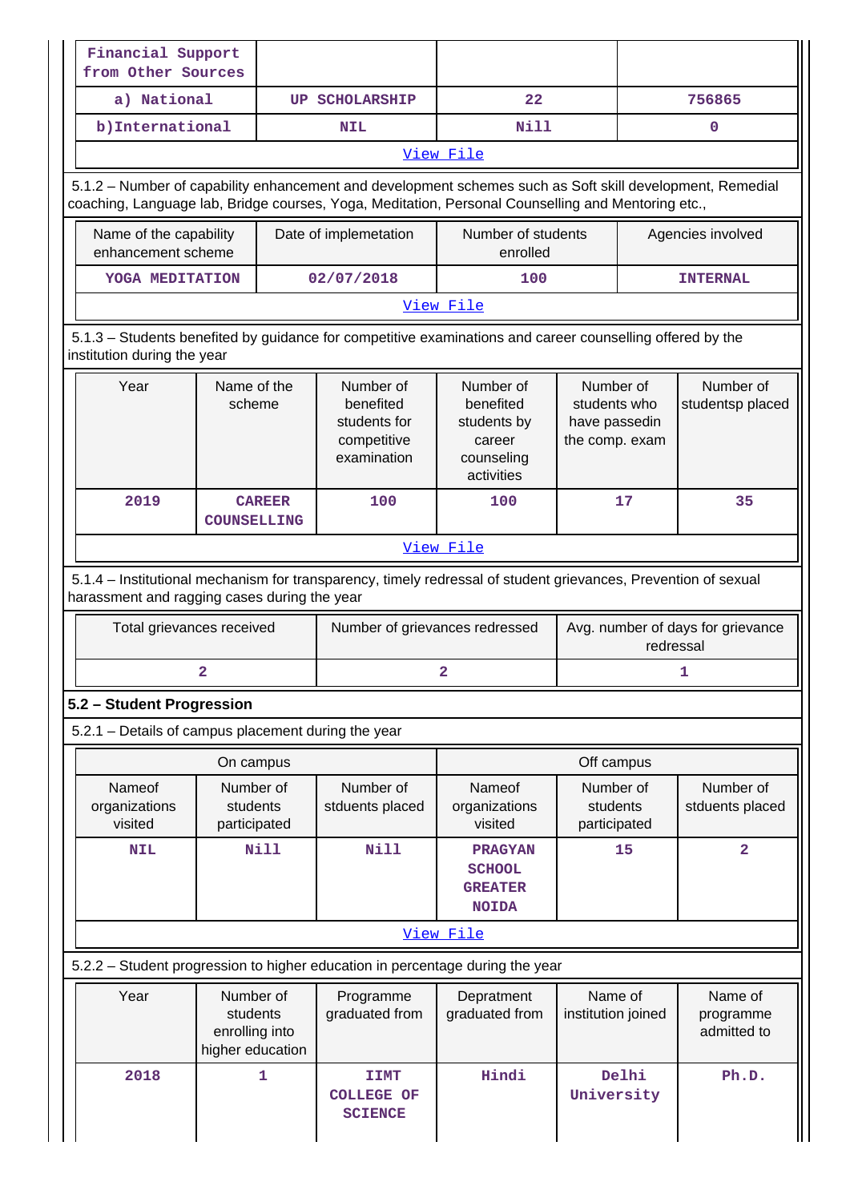| Financial Support from Other Sources | | | |
|---|---|---|---|
| a) National | UP SCHOLARSHIP | 22 | 756865 |
| b)International | NIL | Nill | 0 |
| View File | | | |

5.1.2 – Number of capability enhancement and development schemes such as Soft skill development, Remedial coaching, Language lab, Bridge courses, Yoga, Meditation, Personal Counselling and Mentoring etc.,

| Name of the capability enhancement scheme | Date of implemetation | Number of students enrolled | Agencies involved |
|---|---|---|---|
| YOGA MEDITATION | 02/07/2018 | 100 | INTERNAL |
| View File | | | |

5.1.3 – Students benefited by guidance for competitive examinations and career counselling offered by the institution during the year

| Year | Name of the scheme | Number of benefited students for competitive examination | Number of benefited students by career counseling activities | Number of students who have passedin the comp. exam | Number of studentsp placed |
|---|---|---|---|---|---|
| 2019 | CAREER COUNSELLING | 100 | 100 | 17 | 35 |
| View File | | | | | |

5.1.4 – Institutional mechanism for transparency, timely redressal of student grievances, Prevention of sexual harassment and ragging cases during the year

| Total grievances received | Number of grievances redressed | Avg. number of days for grievance redressal |
|---|---|---|
| 2 | 2 | 1 |

**5.2 – Student Progression**

5.2.1 – Details of campus placement during the year

| On campus | | | Off campus | | |
|---|---|---|---|---|---|
| Nameof organizations visited | Number of students participated | Number of stduents placed | Nameof organizations visited | Number of students participated | Number of stduents placed |
| NIL | Nill | Nill | PRAGYAN SCHOOL GREATER NOIDA | 15 | 2 |
| View File | | | | | |

5.2.2 – Student progression to higher education in percentage during the year

| Year | Number of students enrolling into higher education | Programme graduated from | Depratment graduated from | Name of institution joined | Name of programme admitted to |
|---|---|---|---|---|---|
| 2018 | 1 | IIMT COLLEGE OF SCIENCE | Hindi | Delhi University | Ph.D. |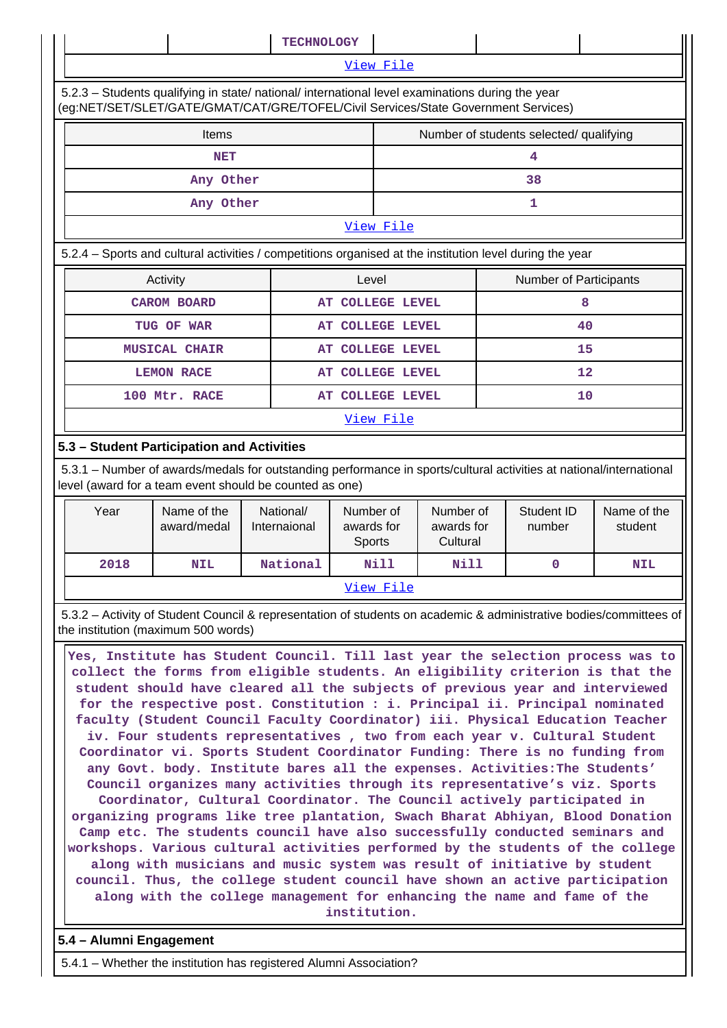| | | TECHNOLOGY | | | |
|---|---|---|---|---|---|

View File

5.2.3 – Students qualifying in state/ national/ international level examinations during the year (eg:NET/SET/SLET/GATE/GMAT/CAT/GRE/TOFEL/Civil Services/State Government Services)

| Items | Number of students selected/ qualifying |
|---|---|
| NET | 4 |
| Any Other | 38 |
| Any Other | 1 |

View File

5.2.4 – Sports and cultural activities / competitions organised at the institution level during the year

| Activity | Level | Number of Participants |
|---|---|---|
| CAROM BOARD | AT COLLEGE LEVEL | 8 |
| TUG OF WAR | AT COLLEGE LEVEL | 40 |
| MUSICAL CHAIR | AT COLLEGE LEVEL | 15 |
| LEMON RACE | AT COLLEGE LEVEL | 12 |
| 100 Mtr. RACE | AT COLLEGE LEVEL | 10 |

View File

## 5.3 – Student Participation and Activities

5.3.1 – Number of awards/medals for outstanding performance in sports/cultural activities at national/international level (award for a team event should be counted as one)

| Year | Name of the award/medal | National/ Internaional | Number of awards for Sports | Number of awards for Cultural | Student ID number | Name of the student |
|---|---|---|---|---|---|---|
| 2018 | NIL | National | Nill | Nill | 0 | NIL |

View File

5.3.2 – Activity of Student Council & representation of students on academic & administrative bodies/committees of the institution (maximum 500 words)

Yes, Institute has Student Council. Till last year the selection process was to collect the forms from eligible students. An eligibility criterion is that the student should have cleared all the subjects of previous year and interviewed for the respective post. Constitution : i. Principal ii. Principal nominated faculty (Student Council Faculty Coordinator) iii. Physical Education Teacher iv. Four students representatives , two from each year v. Cultural Student Coordinator vi. Sports Student Coordinator Funding: There is no funding from any Govt. body. Institute bares all the expenses. Activities:The Students' Council organizes many activities through its representative's viz. Sports Coordinator, Cultural Coordinator. The Council actively participated in organizing programs like tree plantation, Swach Bharat Abhiyan, Blood Donation Camp etc. The students council have also successfully conducted seminars and workshops. Various cultural activities performed by the students of the college along with musicians and music system was result of initiative by student council. Thus, the college student council have shown an active participation along with the college management for enhancing the name and fame of the institution.

## 5.4 – Alumni Engagement

5.4.1 – Whether the institution has registered Alumni Association?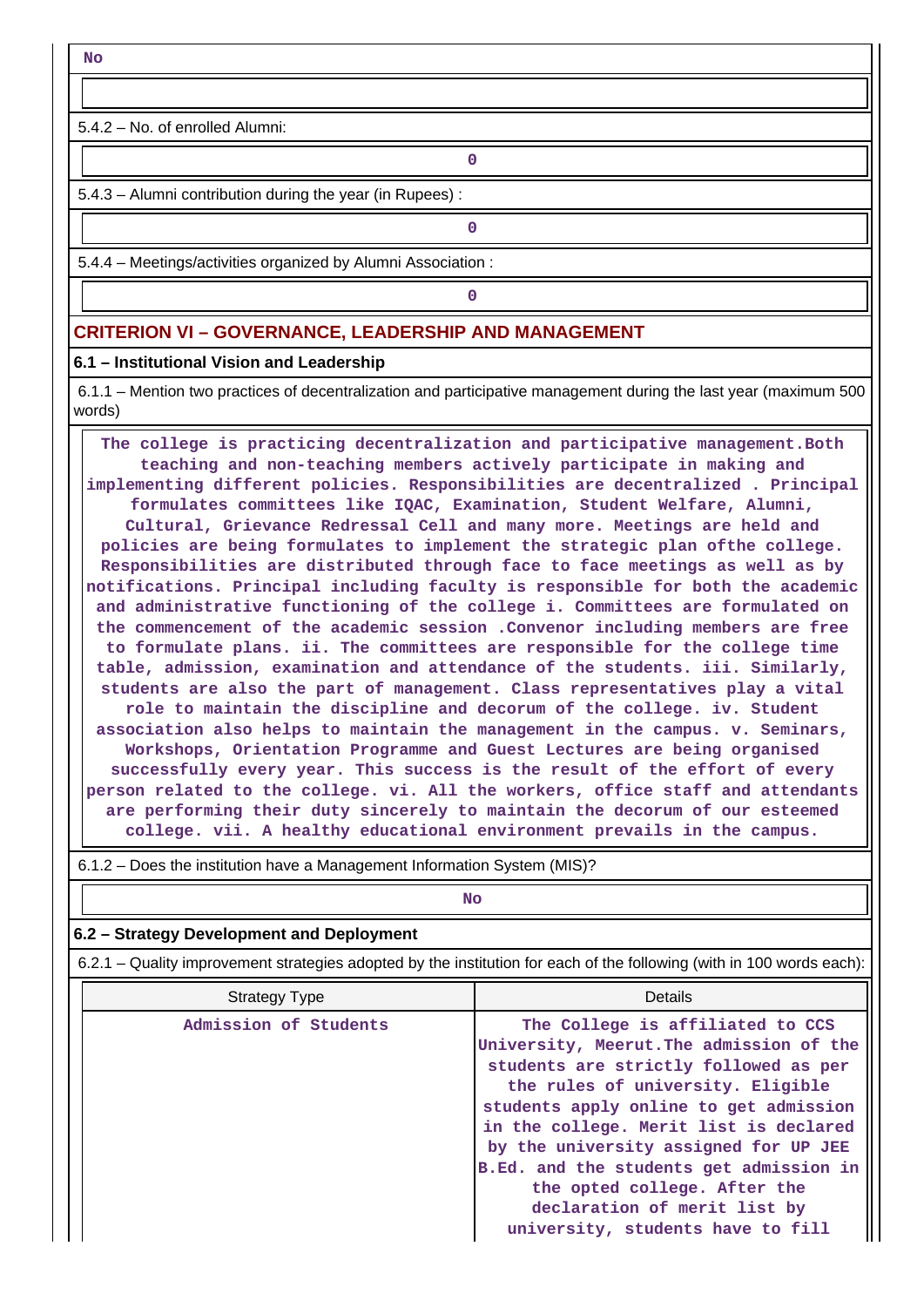No

5.4.2 – No. of enrolled Alumni:

0

5.4.3 – Alumni contribution during the year (in Rupees) :

0

5.4.4 – Meetings/activities organized by Alumni Association :

0

## CRITERION VI – GOVERNANCE, LEADERSHIP AND MANAGEMENT

### 6.1 – Institutional Vision and Leadership

6.1.1 – Mention two practices of decentralization and participative management during the last year (maximum 500 words)

The college is practicing decentralization and participative management.Both teaching and non-teaching members actively participate in making and implementing different policies. Responsibilities are decentralized . Principal formulates committees like IQAC, Examination, Student Welfare, Alumni, Cultural, Grievance Redressal Cell and many more. Meetings are held and policies are being formulates to implement the strategic plan ofthe college. Responsibilities are distributed through face to face meetings as well as by notifications. Principal including faculty is responsible for both the academic and administrative functioning of the college i. Committees are formulated on the commencement of the academic session .Convenor including members are free to formulate plans. ii. The committees are responsible for the college time table, admission, examination and attendance of the students. iii. Similarly, students are also the part of management. Class representatives play a vital role to maintain the discipline and decorum of the college. iv. Student association also helps to maintain the management in the campus. v. Seminars, Workshops, Orientation Programme and Guest Lectures are being organised successfully every year. This success is the result of the effort of every person related to the college. vi. All the workers, office staff and attendants are performing their duty sincerely to maintain the decorum of our esteemed college. vii. A healthy educational environment prevails in the campus.

6.1.2 – Does the institution have a Management Information System (MIS)?

No

### 6.2 – Strategy Development and Deployment

6.2.1 – Quality improvement strategies adopted by the institution for each of the following (with in 100 words each):

| Strategy Type | Details |
|---|---|
| Admission of Students | The College is affiliated to CCS University, Meerut.The admission of the students are strictly followed as per the rules of university. Eligible students apply online to get admission in the college. Merit list is declared by the university assigned for UP JEE B.Ed. and the students get admission in the opted college. After the declaration of merit list by university, students have to fill |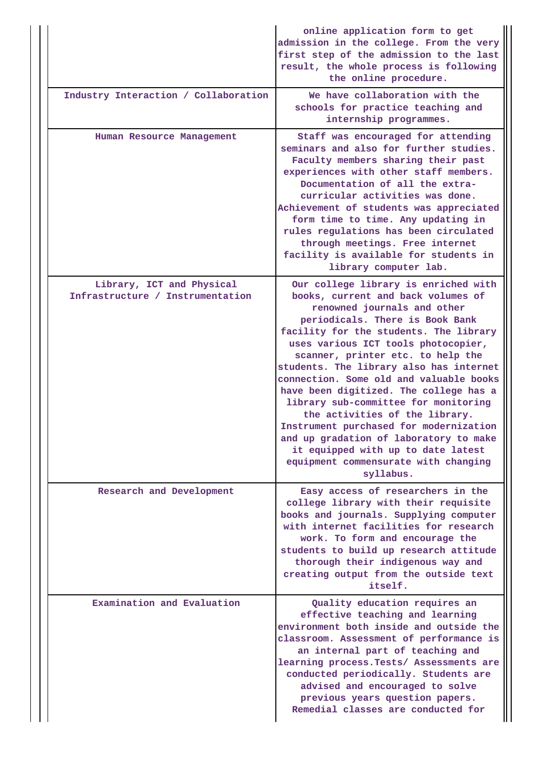| | |
|---|---|
| | online application form to get admission in the college. From the very first step of the admission to the last result, the whole process is following the online procedure. |
| Industry Interaction / Collaboration | We have collaboration with the schools for practice teaching and internship programmes. |
| Human Resource Management | Staff was encouraged for attending seminars and also for further studies. Faculty members sharing their past experiences with other staff members. Documentation of all the extra-curricular activities was done. Achievement of students was appreciated form time to time. Any updating in rules regulations has been circulated through meetings. Free internet facility is available for students in library computer lab. |
| Library, ICT and Physical Infrastructure / Instrumentation | Our college library is enriched with books, current and back volumes of renowned journals and other periodicals. There is Book Bank facility for the students. The library uses various ICT tools photocopier, scanner, printer etc. to help the students. The library also has internet connection. Some old and valuable books have been digitized. The college has a library sub-committee for monitoring the activities of the library. Instrument purchased for modernization and up gradation of laboratory to make it equipped with up to date latest equipment commensurate with changing syllabus. |
| Research and Development | Easy access of researchers in the college library with their requisite books and journals. Supplying computer with internet facilities for research work. To form and encourage the students to build up research attitude thorough their indigenous way and creating output from the outside text itself. |
| Examination and Evaluation | Quality education requires an effective teaching and learning environment both inside and outside the classroom. Assessment of performance is an internal part of teaching and learning process.Tests/ Assessments are conducted periodically. Students are advised and encouraged to solve previous years question papers. Remedial classes are conducted for |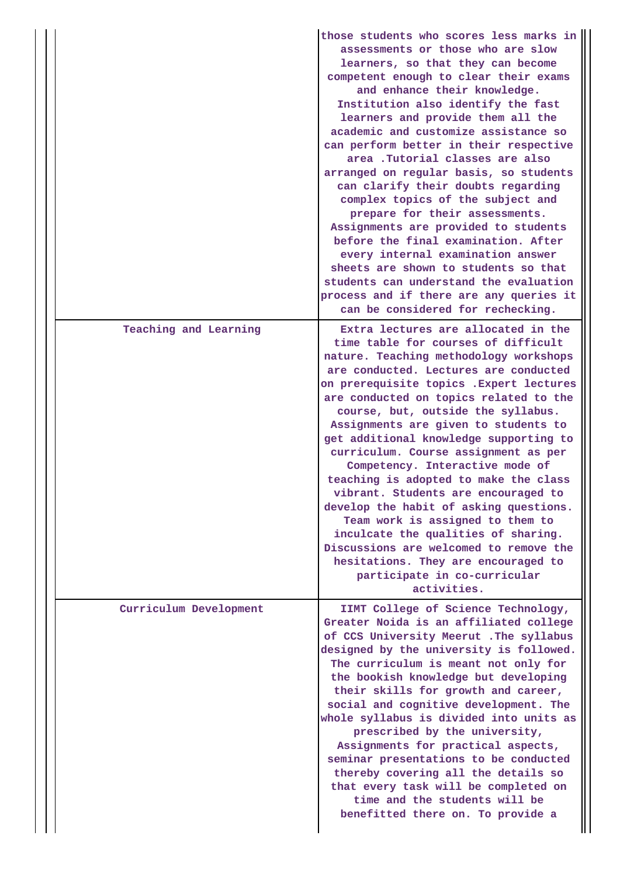| | |
|---|---|
| | those students who scores less marks in assessments or those who are slow learners, so that they can become competent enough to clear their exams and enhance their knowledge. Institution also identify the fast learners and provide them all the academic and customize assistance so can perform better in their respective area .Tutorial classes are also arranged on regular basis, so students can clarify their doubts regarding complex topics of the subject and prepare for their assessments. Assignments are provided to students before the final examination. After every internal examination answer sheets are shown to students so that students can understand the evaluation process and if there are any queries it can be considered for rechecking. |
| Teaching and Learning | Extra lectures are allocated in the time table for courses of difficult nature. Teaching methodology workshops are conducted. Lectures are conducted on prerequisite topics .Expert lectures are conducted on topics related to the course, but, outside the syllabus. Assignments are given to students to get additional knowledge supporting to curriculum. Course assignment as per Competency. Interactive mode of teaching is adopted to make the class vibrant. Students are encouraged to develop the habit of asking questions. Team work is assigned to them to inculcate the qualities of sharing. Discussions are welcomed to remove the hesitations. They are encouraged to participate in co-curricular activities. |
| Curriculum Development | IIMT College of Science Technology, Greater Noida is an affiliated college of CCS University Meerut .The syllabus designed by the university is followed. The curriculum is meant not only for the bookish knowledge but developing their skills for growth and career, social and cognitive development. The whole syllabus is divided into units as prescribed by the university, Assignments for practical aspects, seminar presentations to be conducted thereby covering all the details so that every task will be completed on time and the students will be benefitted there on. To provide a |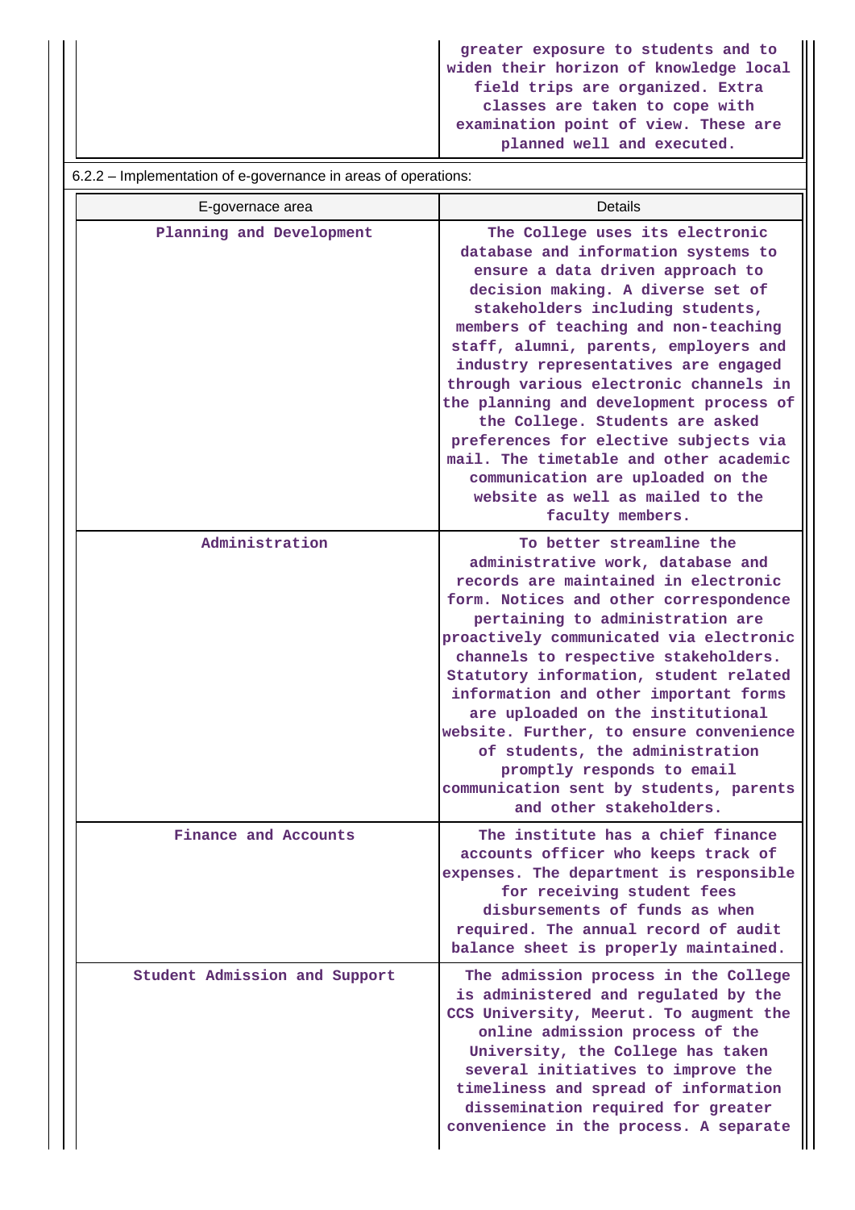| | greater exposure to students and to widen their horizon of knowledge local field trips are organized. Extra classes are taken to cope with examination point of view. These are planned well and executed. |
|---|---|

6.2.2 – Implementation of e-governance in areas of operations:

| E-governace area | Details |
|---|---|
| Planning and Development | The College uses its electronic database and information systems to ensure a data driven approach to decision making. A diverse set of stakeholders including students, members of teaching and non-teaching staff, alumni, parents, employers and industry representatives are engaged through various electronic channels in the planning and development process of the College. Students are asked preferences for elective subjects via mail. The timetable and other academic communication are uploaded on the website as well as mailed to the faculty members. |
| Administration | To better streamline the administrative work, database and records are maintained in electronic form. Notices and other correspondence pertaining to administration are proactively communicated via electronic channels to respective stakeholders. Statutory information, student related information and other important forms are uploaded on the institutional website. Further, to ensure convenience of students, the administration promptly responds to email communication sent by students, parents and other stakeholders. |
| Finance and Accounts | The institute has a chief finance accounts officer who keeps track of expenses. The department is responsible for receiving student fees disbursements of funds as when required. The annual record of audit balance sheet is properly maintained. |
| Student Admission and Support | The admission process in the College is administered and regulated by the CCS University, Meerut. To augment the online admission process of the University, the College has taken several initiatives to improve the timeliness and spread of information dissemination required for greater convenience in the process. A separate |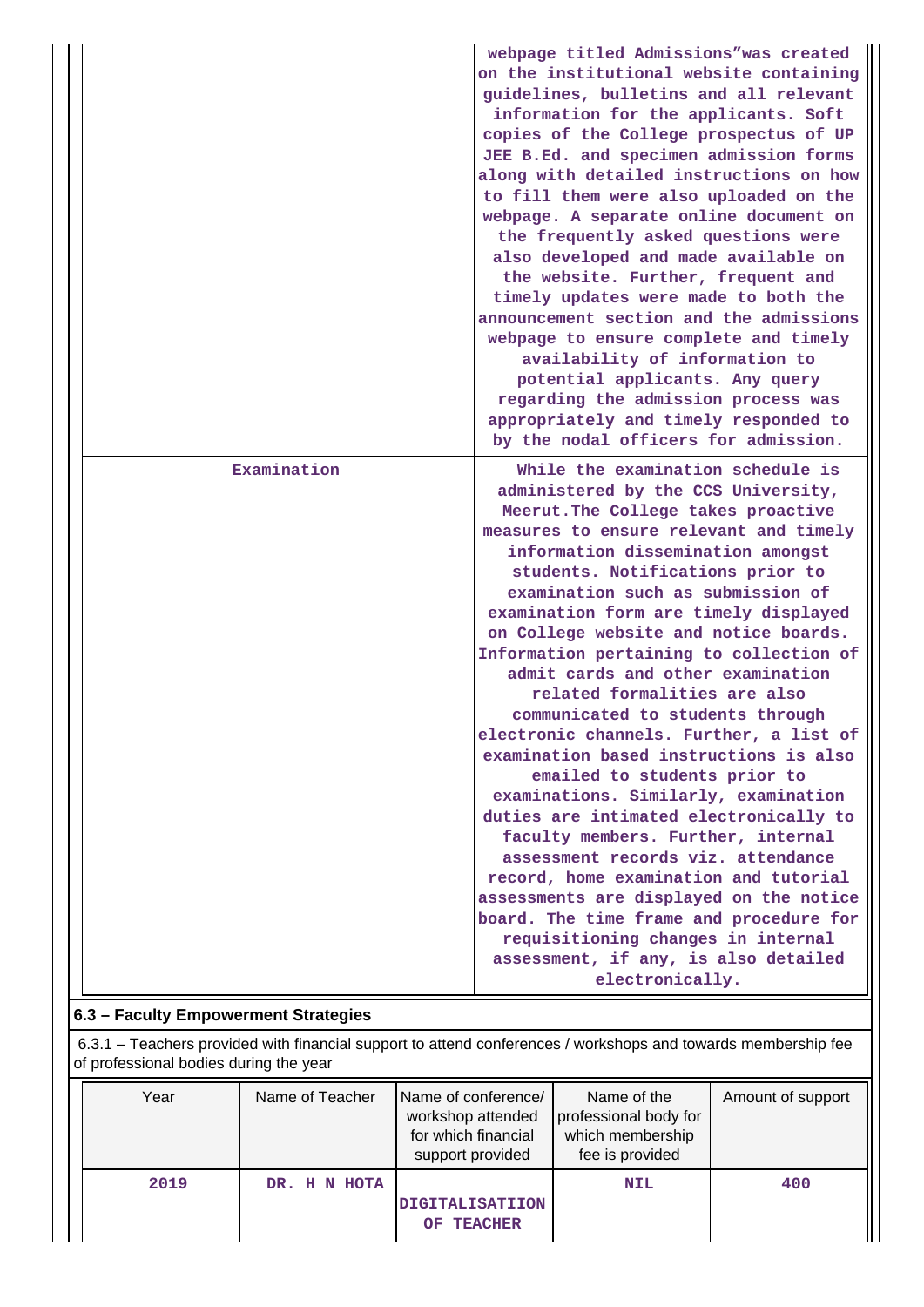| | |
|---|---|
| | webpage titled Admissions"was created on the institutional website containing guidelines, bulletins and all relevant information for the applicants. Soft copies of the College prospectus of UP JEE B.Ed. and specimen admission forms along with detailed instructions on how to fill them were also uploaded on the webpage. A separate online document on the frequently asked questions were also developed and made available on the website. Further, frequent and timely updates were made to both the announcement section and the admissions webpage to ensure complete and timely availability of information to potential applicants. Any query regarding the admission process was appropriately and timely responded to by the nodal officers for admission. |
| Examination | While the examination schedule is administered by the CCS University, Meerut.The College takes proactive measures to ensure relevant and timely information dissemination amongst students. Notifications prior to examination such as submission of examination form are timely displayed on College website and notice boards. Information pertaining to collection of admit cards and other examination related formalities are also communicated to students through electronic channels. Further, a list of examination based instructions is also emailed to students prior to examinations. Similarly, examination duties are intimated electronically to faculty members. Further, internal assessment records viz. attendance record, home examination and tutorial assessments are displayed on the notice board. The time frame and procedure for requisitioning changes in internal assessment, if any, is also detailed electronically. |

## 6.3 – Faculty Empowerment Strategies

6.3.1 – Teachers provided with financial support to attend conferences / workshops and towards membership fee of professional bodies during the year

| Year | Name of Teacher | Name of conference/ workshop attended for which financial support provided | Name of the professional body for which membership fee is provided | Amount of support |
|---|---|---|---|---|
| 2019 | DR. H N HOTA | DIGITALISATIION OF TEACHER | NIL | 400 |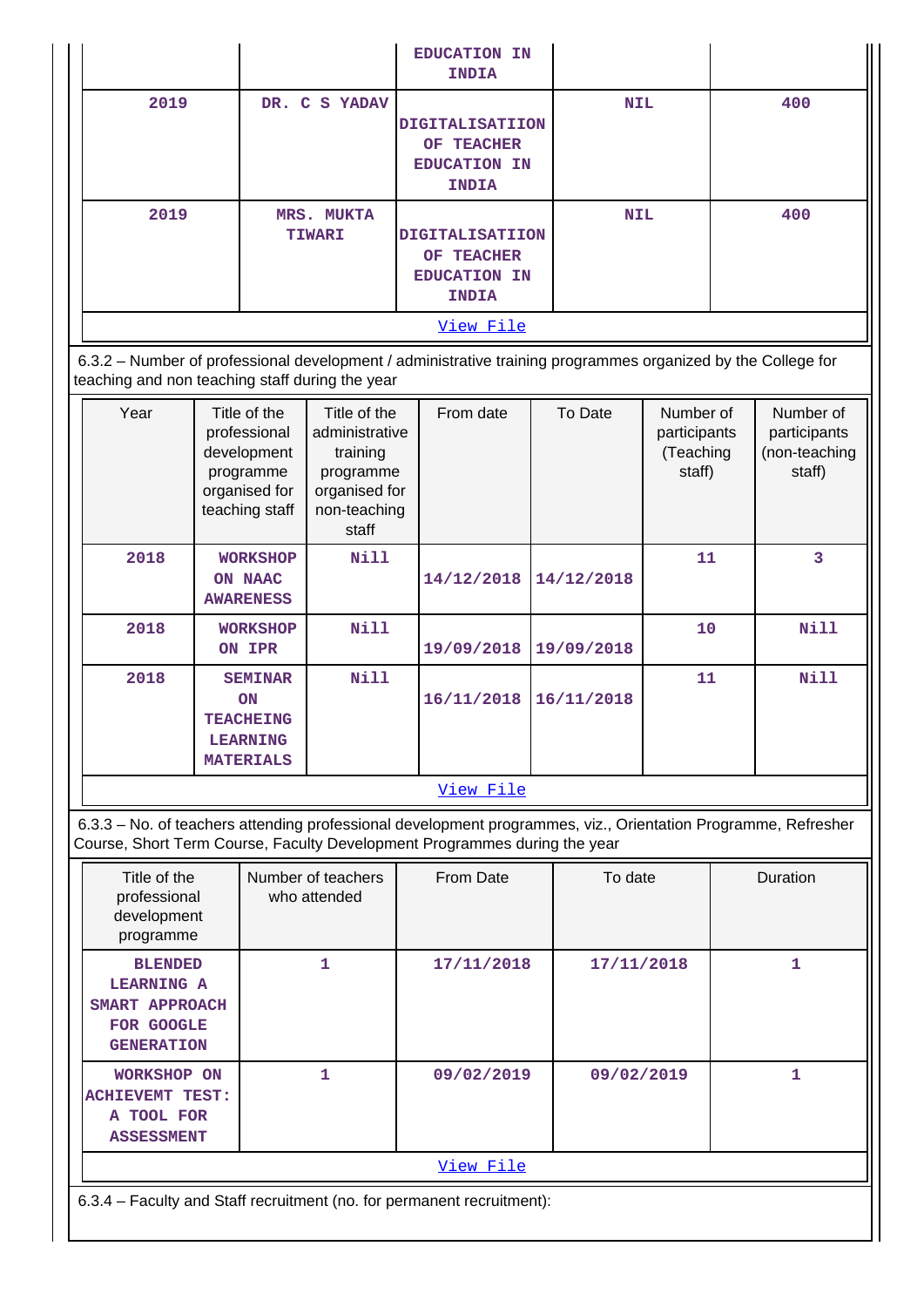| | | EDUCATION IN INDIA | | |
|---|---|---|---|---|
| 2019 | DR. C S YADAV | DIGITALISATIION OF TEACHER EDUCATION IN INDIA | NIL | 400 |
| 2019 | MRS. MUKTA TIWARI | DIGITALISATIION OF TEACHER EDUCATION IN INDIA | NIL | 400 |

View File

6.3.2 – Number of professional development / administrative training programmes organized by the College for teaching and non teaching staff during the year

| Year | Title of the professional development programme organised for teaching staff | Title of the administrative training programme organised for non-teaching staff | From date | To Date | Number of participants (Teaching staff) | Number of participants (non-teaching staff) |
|---|---|---|---|---|---|---|
| 2018 | WORKSHOP ON NAAC AWARENESS | Nill | 14/12/2018 | 14/12/2018 | 11 | 3 |
| 2018 | WORKSHOP ON IPR | Nill | 19/09/2018 | 19/09/2018 | 10 | Nill |
| 2018 | SEMINAR ON TEACHEING LEARNING MATERIALS | Nill | 16/11/2018 | 16/11/2018 | 11 | Nill |

View File

6.3.3 – No. of teachers attending professional development programmes, viz., Orientation Programme, Refresher Course, Short Term Course, Faculty Development Programmes during the year

| Title of the professional development programme | Number of teachers who attended | From Date | To date | Duration |
|---|---|---|---|---|
| BLENDED LEARNING A SMART APPROACH FOR GOOGLE GENERATION | 1 | 17/11/2018 | 17/11/2018 | 1 |
| WORKSHOP ON ACHIEVEMT TEST: A TOOL FOR ASSESSMENT | 1 | 09/02/2019 | 09/02/2019 | 1 |

View File

6.3.4 – Faculty and Staff recruitment (no. for permanent recruitment):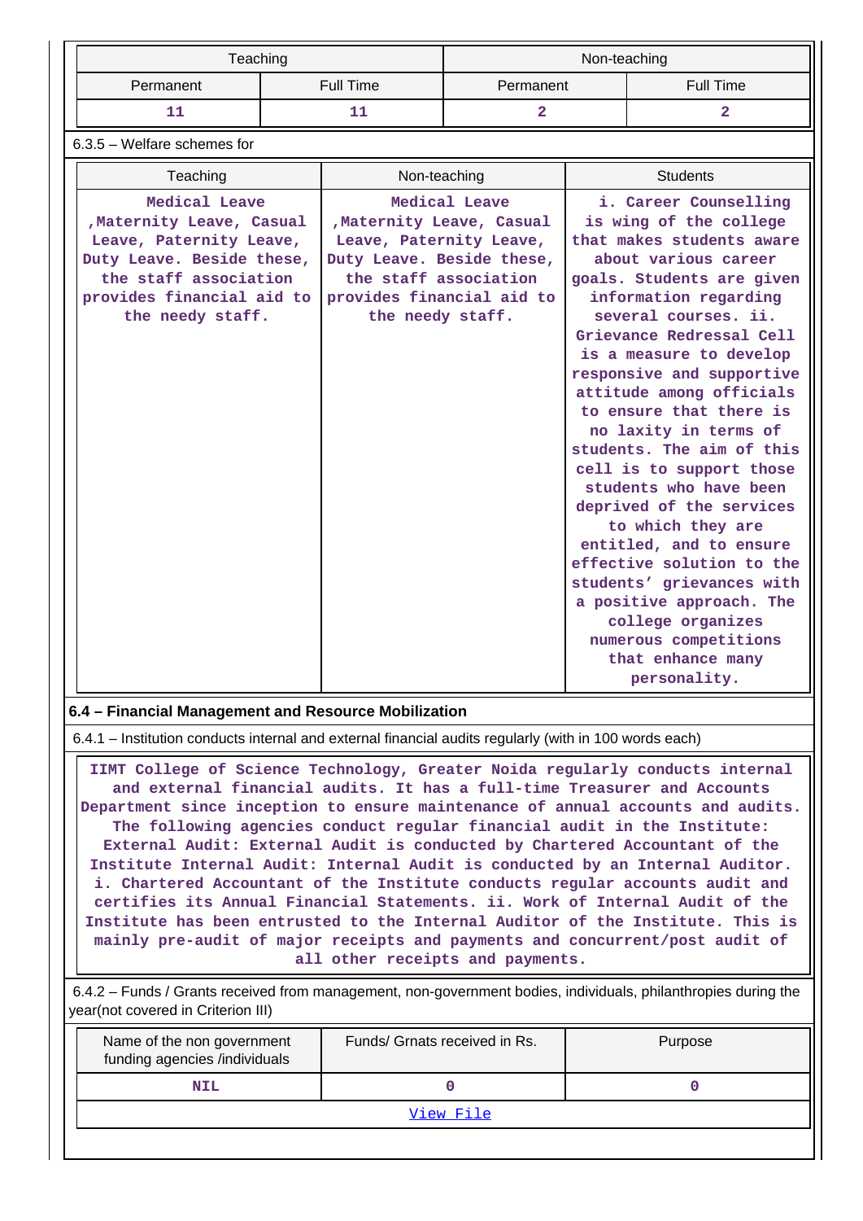| Teaching | | Non-teaching | |
|---|---|---|---|
| Permanent | Full Time | Permanent | Full Time |
| 11 | 11 | 2 | 2 |

6.3.5 – Welfare schemes for

| Teaching | Non-teaching | Students |
|---|---|---|
| Medical Leave ,Maternity Leave, Casual Leave, Paternity Leave, Duty Leave. Beside these, the staff association provides financial aid to the needy staff. | Medical Leave ,Maternity Leave, Casual Leave, Paternity Leave, Duty Leave. Beside these, the staff association provides financial aid to the needy staff. | i. Career Counselling is wing of the college that makes students aware about various career goals. Students are given information regarding several courses. ii. Grievance Redressal Cell is a measure to develop responsive and supportive attitude among officials to ensure that there is no laxity in terms of students. The aim of this cell is to support those students who have been deprived of the services to which they are entitled, and to ensure effective solution to the students' grievances with a positive approach. The college organizes numerous competitions that enhance many personality. |

**6.4 – Financial Management and Resource Mobilization**

6.4.1 – Institution conducts internal and external financial audits regularly (with in 100 words each)

IIMT College of Science Technology, Greater Noida regularly conducts internal and external financial audits. It has a full-time Treasurer and Accounts Department since inception to ensure maintenance of annual accounts and audits. The following agencies conduct regular financial audit in the Institute: External Audit: External Audit is conducted by Chartered Accountant of the Institute Internal Audit: Internal Audit is conducted by an Internal Auditor. i. Chartered Accountant of the Institute conducts regular accounts audit and certifies its Annual Financial Statements. ii. Work of Internal Audit of the Institute has been entrusted to the Internal Auditor of the Institute. This is mainly pre-audit of major receipts and payments and concurrent/post audit of all other receipts and payments.

6.4.2 – Funds / Grants received from management, non-government bodies, individuals, philanthropies during the year(not covered in Criterion III)

| Name of the non government funding agencies /individuals | Funds/ Grnats received in Rs. | Purpose |
|---|---|---|
| NIL | 0 | 0 |

[View File]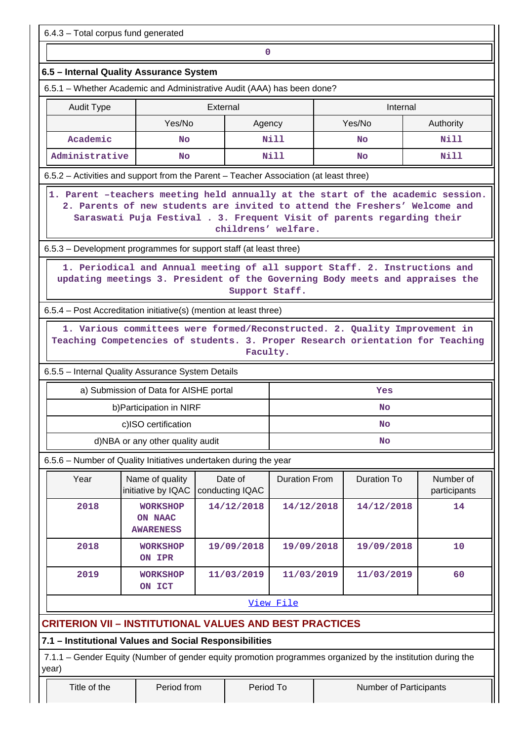6.4.3 – Total corpus fund generated

| 0 |
|---|

### 6.5 – Internal Quality Assurance System

6.5.1 – Whether Academic and Administrative Audit (AAA) has been done?

| Audit Type | External | | Internal | |
|---|---|---|---|---|
| | Yes/No | Agency | Yes/No | Authority |
| Academic | No | Nill | No | Nill |
| Administrative | No | Nill | No | Nill |

6.5.2 – Activities and support from the Parent – Teacher Association (at least three)

1. Parent –teachers meeting held annually at the start of the academic session. 2. Parents of new students are invited to attend the Freshers' Welcome and Saraswati Puja Festival . 3. Frequent Visit of parents regarding their childrens' welfare.

6.5.3 – Development programmes for support staff (at least three)

1. Periodical and Annual meeting of all support Staff. 2. Instructions and updating meetings 3. President of the Governing Body meets and appraises the Support Staff.

6.5.4 – Post Accreditation initiative(s) (mention at least three)

1. Various committees were formed/Reconstructed. 2. Quality Improvement in Teaching Competencies of students. 3. Proper Research orientation for Teaching Faculty.

6.5.5 – Internal Quality Assurance System Details

| a) Submission of Data for AISHE portal | Yes |
|---|---|
| b)Participation in NIRF | No |
| c)ISO certification | No |
| d)NBA or any other quality audit | No |

6.5.6 – Number of Quality Initiatives undertaken during the year

| Year | Name of quality initiative by IQAC | Date of conducting IQAC | Duration From | Duration To | Number of participants |
|---|---|---|---|---|---|
| 2018 | WORKSHOP ON NAAC AWARENESS | 14/12/2018 | 14/12/2018 | 14/12/2018 | 14 |
| 2018 | WORKSHOP ON IPR | 19/09/2018 | 19/09/2018 | 19/09/2018 | 10 |
| 2019 | WORKSHOP ON ICT | 11/03/2019 | 11/03/2019 | 11/03/2019 | 60 |

View File

## CRITERION VII – INSTITUTIONAL VALUES AND BEST PRACTICES

### 7.1 – Institutional Values and Social Responsibilities

7.1.1 – Gender Equity (Number of gender equity promotion programmes organized by the institution during the year)

| Title of the | Period from | Period To | Number of Participants |
|---|---|---|---|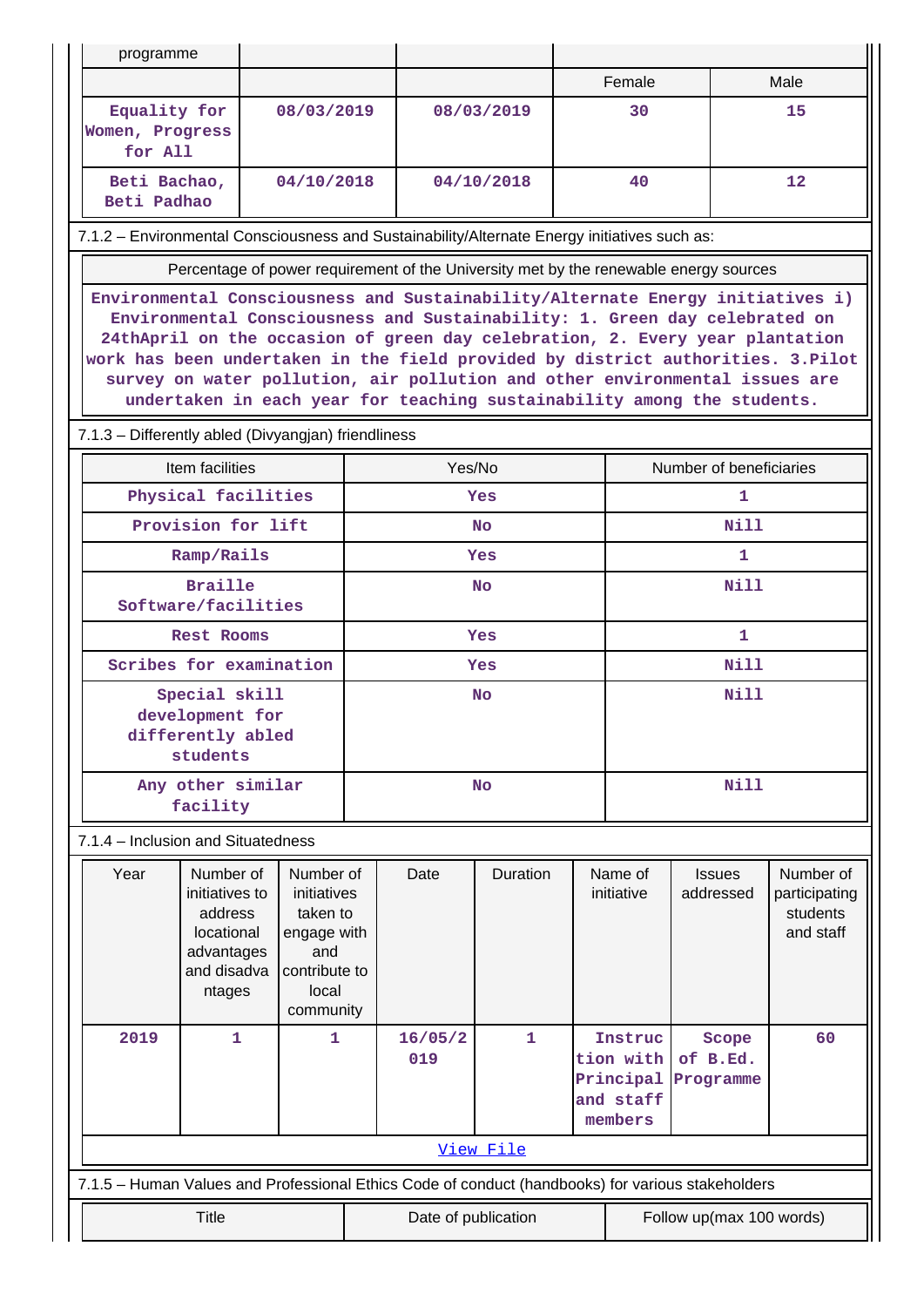| programme | | | | |
|---|---|---|---|---|
| | | | Female | Male |
| Equality for Women, Progress for All | 08/03/2019 | 08/03/2019 | 30 | 15 |
| Beti Bachao, Beti Padhao | 04/10/2018 | 04/10/2018 | 40 | 12 |

7.1.2 – Environmental Consciousness and Sustainability/Alternate Energy initiatives such as:

| Percentage of power requirement of the University met by the renewable energy sources |
|---|
| Environmental Consciousness and Sustainability/Alternate Energy initiatives i) Environmental Consciousness and Sustainability: 1. Green day celebrated on 24thApril on the occasion of green day celebration, 2. Every year plantation work has been undertaken in the field provided by district authorities. 3.Pilot survey on water pollution, air pollution and other environmental issues are undertaken in each year for teaching sustainability among the students. |

7.1.3 – Differently abled (Divyangjan) friendliness

| Item facilities | Yes/No | Number of beneficiaries |
|---|---|---|
| Physical facilities | Yes | 1 |
| Provision for lift | No | Nill |
| Ramp/Rails | Yes | 1 |
| Braille Software/facilities | No | Nill |
| Rest Rooms | Yes | 1 |
| Scribes for examination | Yes | Nill |
| Special skill development for differently abled students | No | Nill |
| Any other similar facility | No | Nill |

7.1.4 – Inclusion and Situatedness

| Year | Number of initiatives to address locational advantages and disadvantages | Number of initiatives taken to engage with and contribute to local community | Date | Duration | Name of initiative | Issues addressed | Number of participating students and staff |
|---|---|---|---|---|---|---|---|
| 2019 | 1 | 1 | 16/05/2019 | 1 | Instruction with Principal and staff members | Scope of B.Ed. Programme | 60 |

View File

7.1.5 – Human Values and Professional Ethics Code of conduct (handbooks) for various stakeholders

| Title | Date of publication | Follow up(max 100 words) |
|---|---|---|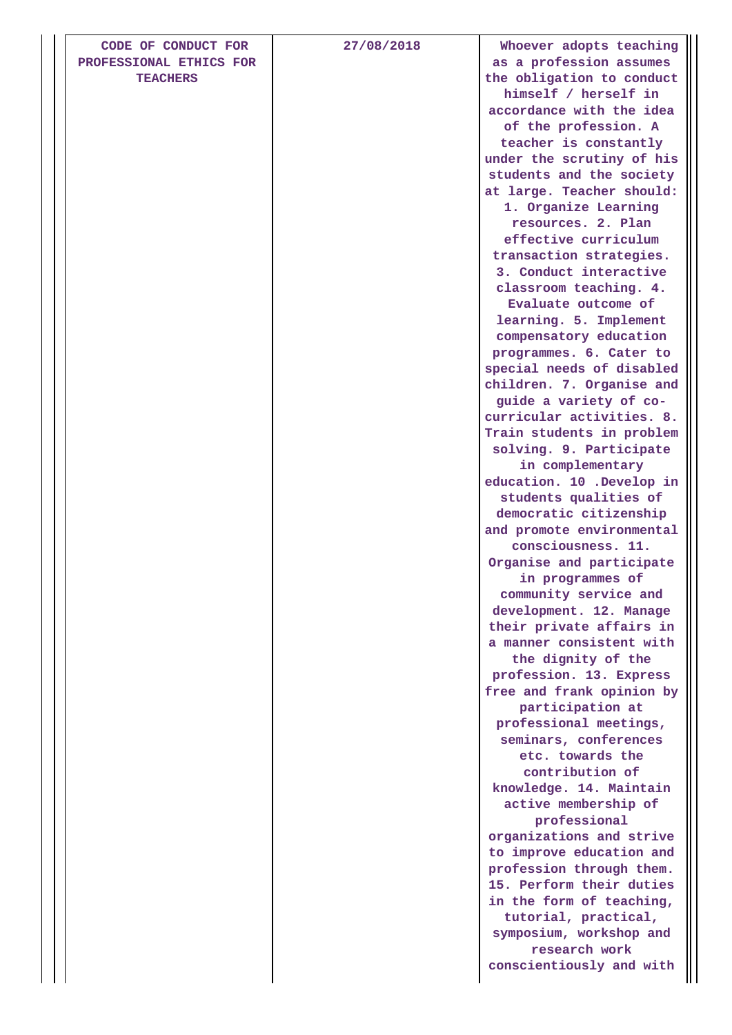| | | |
|---|---|---|
| CODE OF CONDUCT FOR PROFESSIONAL ETHICS FOR TEACHERS | 27/08/2018 | Whoever adopts teaching as a profession assumes the obligation to conduct himself / herself in accordance with the idea of the profession. A teacher is constantly under the scrutiny of his students and the society at large. Teacher should: 1. Organize Learning resources. 2. Plan effective curriculum transaction strategies. 3. Conduct interactive classroom teaching. 4. Evaluate outcome of learning. 5. Implement compensatory education programmes. 6. Cater to special needs of disabled children. 7. Organise and guide a variety of co-curricular activities. 8. Train students in problem solving. 9. Participate in complementary education. 10 .Develop in students qualities of democratic citizenship and promote environmental consciousness. 11. Organise and participate in programmes of community service and development. 12. Manage their private affairs in a manner consistent with the dignity of the profession. 13. Express free and frank opinion by participation at professional meetings, seminars, conferences etc. towards the contribution of knowledge. 14. Maintain active membership of professional organizations and strive to improve education and profession through them. 15. Perform their duties in the form of teaching, tutorial, practical, symposium, workshop and research work conscientiously and with |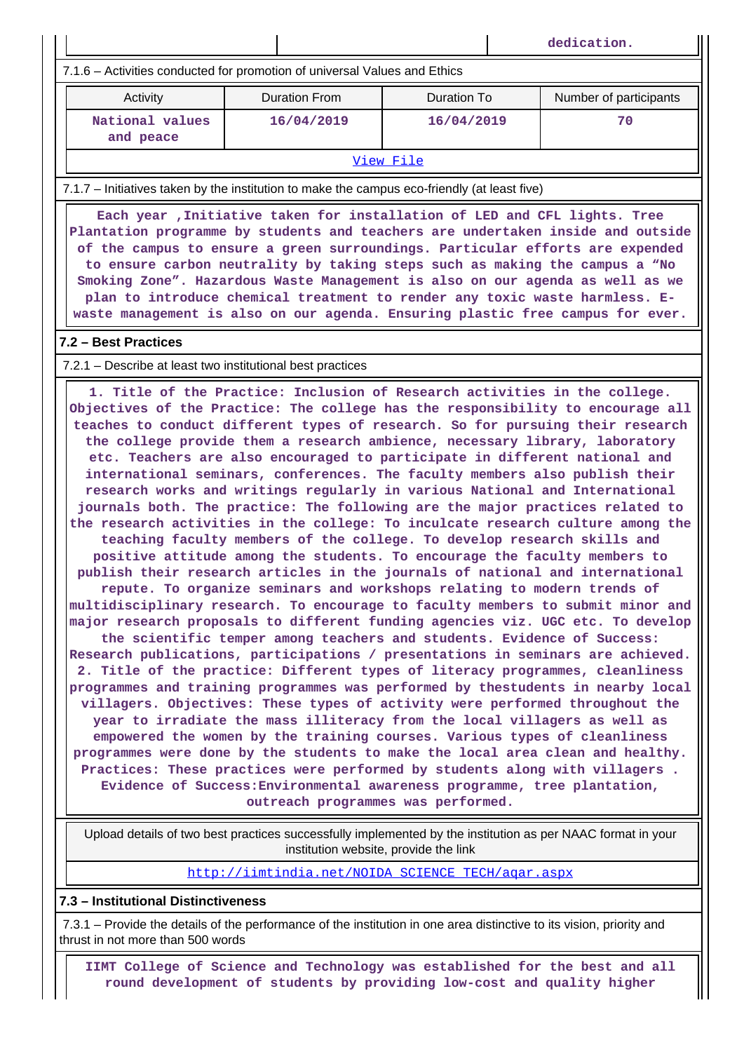| | | dedication. |
|---|---|---|

7.1.6 – Activities conducted for promotion of universal Values and Ethics

| Activity | Duration From | Duration To | Number of participants |
|---|---|---|---|
| National values and peace | 16/04/2019 | 16/04/2019 | 70 |

View File

7.1.7 – Initiatives taken by the institution to make the campus eco-friendly (at least five)

Each year ,Initiative taken for installation of LED and CFL lights. Tree Plantation programme by students and teachers are undertaken inside and outside of the campus to ensure a green surroundings. Particular efforts are expended to ensure carbon neutrality by taking steps such as making the campus a “No Smoking Zone”. Hazardous Waste Management is also on our agenda as well as we plan to introduce chemical treatment to render any toxic waste harmless. E-waste management is also on our agenda. Ensuring plastic free campus for ever.

## 7.2 – Best Practices

7.2.1 – Describe at least two institutional best practices

1. Title of the Practice: Inclusion of Research activities in the college. Objectives of the Practice: The college has the responsibility to encourage all teaches to conduct different types of research. So for pursuing their research the college provide them a research ambience, necessary library, laboratory etc. Teachers are also encouraged to participate in different national and international seminars, conferences. The faculty members also publish their research works and writings regularly in various National and International journals both. The practice: The following are the major practices related to the research activities in the college: To inculcate research culture among the teaching faculty members of the college. To develop research skills and positive attitude among the students. To encourage the faculty members to publish their research articles in the journals of national and international repute. To organize seminars and workshops relating to modern trends of multidisciplinary research. To encourage to faculty members to submit minor and major research proposals to different funding agencies viz. UGC etc. To develop the scientific temper among teachers and students. Evidence of Success: Research publications, participations / presentations in seminars are achieved. 2. Title of the practice: Different types of literacy programmes, cleanliness programmes and training programmes was performed by thestudents in nearby local villagers. Objectives: These types of activity were performed throughout the year to irradiate the mass illiteracy from the local villagers as well as empowered the women by the training courses. Various types of cleanliness programmes were done by the students to make the local area clean and healthy. Practices: These practices were performed by students along with villagers . Evidence of Success:Environmental awareness programme, tree plantation, outreach programmes was performed.

Upload details of two best practices successfully implemented by the institution as per NAAC format in your institution website, provide the link

http://iimtindia.net/NOIDA_SCIENCE_TECH/aqar.aspx

## 7.3 – Institutional Distinctiveness

7.3.1 – Provide the details of the performance of the institution in one area distinctive to its vision, priority and thrust in not more than 500 words

IIMT College of Science and Technology was established for the best and all round development of students by providing low-cost and quality higher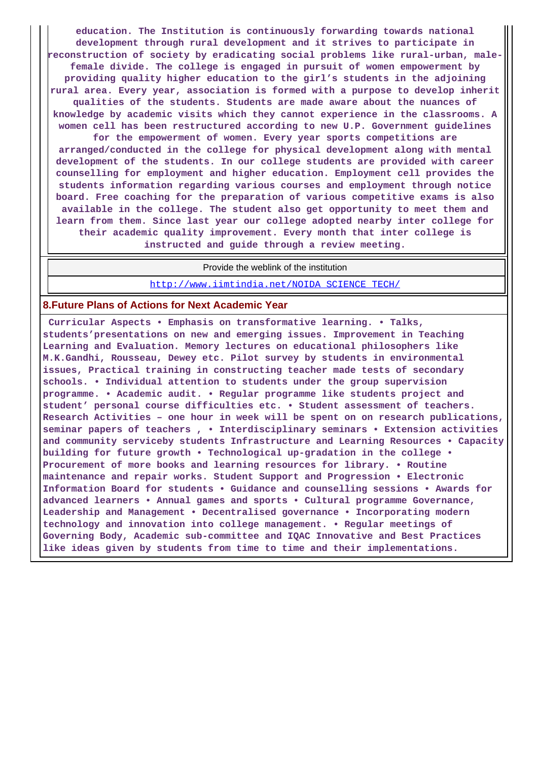education. The Institution is continuously forwarding towards national development through rural development and it strives to participate in reconstruction of society by eradicating social problems like rural-urban, male-female divide. The college is engaged in pursuit of women empowerment by providing quality higher education to the girl's students in the adjoining rural area. Every year, association is formed with a purpose to develop inherit qualities of the students. Students are made aware about the nuances of knowledge by academic visits which they cannot experience in the classrooms. A women cell has been restructured according to new U.P. Government guidelines for the empowerment of women. Every year sports competitions are arranged/conducted in the college for physical development along with mental development of the students. In our college students are provided with career counselling for employment and higher education. Employment cell provides the students information regarding various courses and employment through notice board. Free coaching for the preparation of various competitive exams is also available in the college. The student also get opportunity to meet them and learn from them. Since last year our college adopted nearby inter college for their academic quality improvement. Every month that inter college is instructed and guide through a review meeting.

| Provide the weblink of the institution |
|---|
| http://www.iimtindia.net/NOIDA_SCIENCE_TECH/ |

## 8.Future Plans of Actions for Next Academic Year

Curricular Aspects • Emphasis on transformative learning. • Talks, students'presentations on new and emerging issues. Improvement in Teaching Learning and Evaluation. Memory lectures on educational philosophers like M.K.Gandhi, Rousseau, Dewey etc. Pilot survey by students in environmental issues, Practical training in constructing teacher made tests of secondary schools. • Individual attention to students under the group supervision programme. • Academic audit. • Regular programme like students project and student' personal course difficulties etc. • Student assessment of teachers. Research Activities – one hour in week will be spent on on research publications, seminar papers of teachers , • Interdisciplinary seminars • Extension activities and community serviceby students Infrastructure and Learning Resources • Capacity building for future growth • Technological up-gradation in the college • Procurement of more books and learning resources for library. • Routine maintenance and repair works. Student Support and Progression • Electronic Information Board for students • Guidance and counselling sessions • Awards for advanced learners • Annual games and sports • Cultural programme Governance, Leadership and Management • Decentralised governance • Incorporating modern technology and innovation into college management. • Regular meetings of Governing Body, Academic sub-committee and IQAC Innovative and Best Practices like ideas given by students from time to time and their implementations.